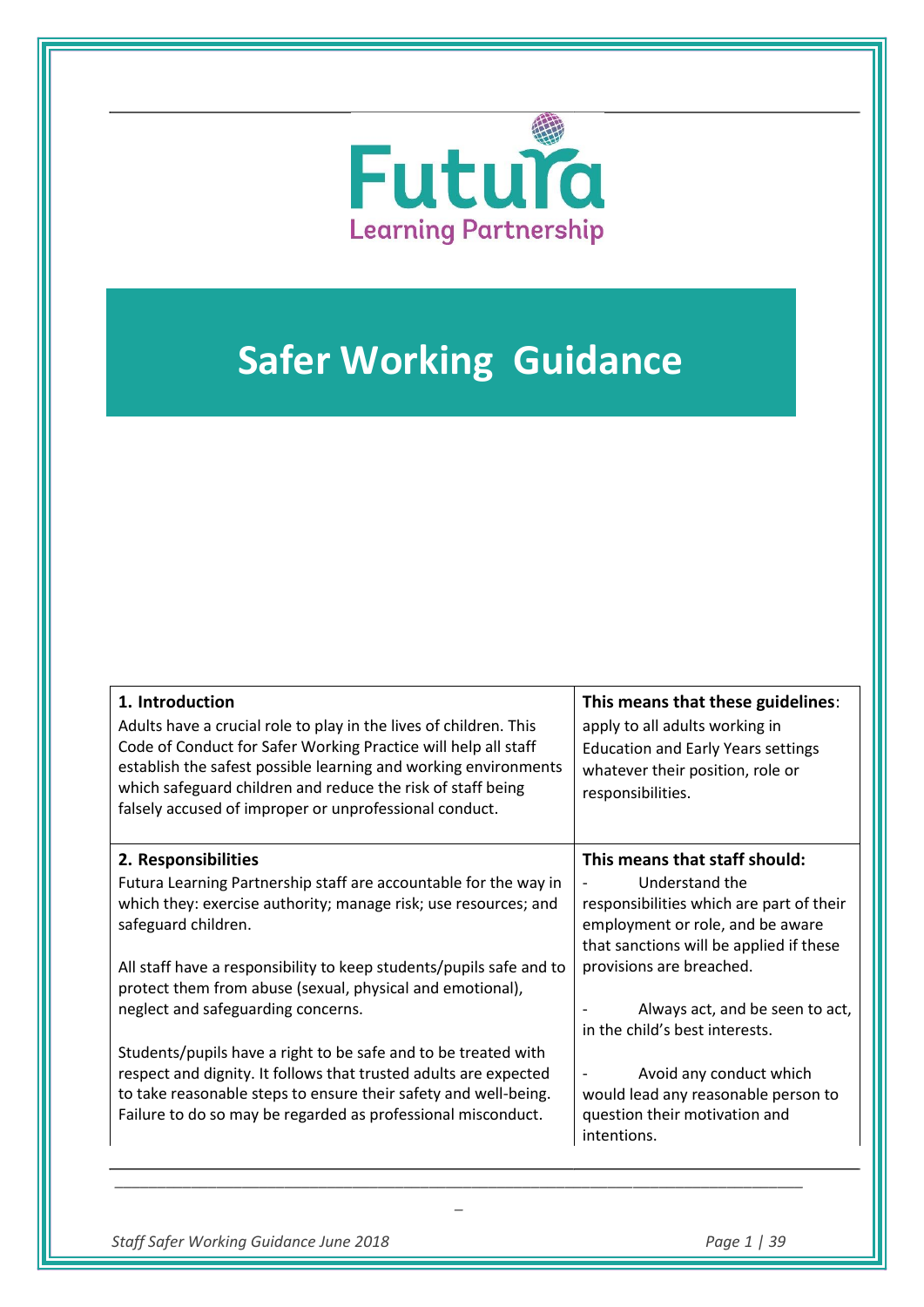Futura Learning Partnership

# Safer Working Guidance

| 1. Introduction | This means that these guidelines: |
| --- | --- |
| Adults have a crucial role to play in the lives of children. This Code of Conduct for Safer Working Practice will help all staff establish the safest possible learning and working environments which safeguard children and reduce the risk of staff being falsely accused of improper or unprofessional conduct. | apply to all adults working in Education and Early Years settings whatever their position, role or responsibilities. |
| **2. Responsibilities** | **This means that staff should:** |
| Futura Learning Partnership staff are accountable for the way in which they: exercise authority; manage risk; use resources; and safeguard children.<br><br>All staff have a responsibility to keep students/pupils safe and to protect them from abuse (sexual, physical and emotional), neglect and safeguarding concerns.<br><br>Students/pupils have a right to be safe and to be treated with respect and dignity. It follows that trusted adults are expected to take reasonable steps to ensure their safety and well-being. Failure to do so may be regarded as professional misconduct. | - Understand the responsibilities which are part of their employment or role, and be aware that sanctions will be applied if these provisions are breached.<br><br>- Always act, and be seen to act, in the child's best interests.<br><br>- Avoid any conduct which would lead any reasonable person to question their motivation and intentions. |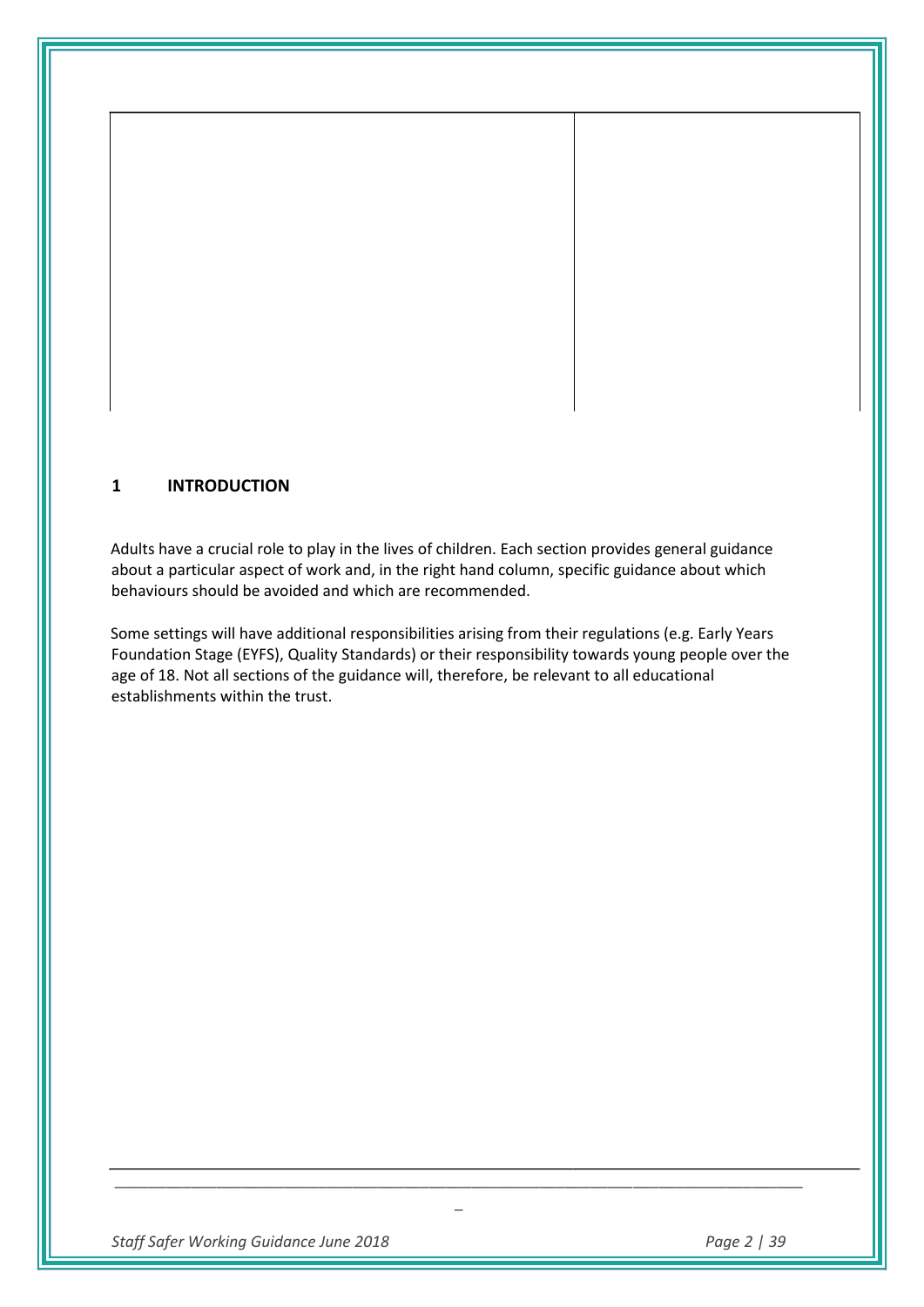## 1 INTRODUCTION

Adults have a crucial role to play in the lives of children. Each section provides general guidance about a particular aspect of work and, in the right hand column, specific guidance about which behaviours should be avoided and which are recommended.

Some settings will have additional responsibilities arising from their regulations (e.g. Early Years Foundation Stage (EYFS), Quality Standards) or their responsibility towards young people over the age of 18. Not all sections of the guidance will, therefore, be relevant to all educational establishments within the trust.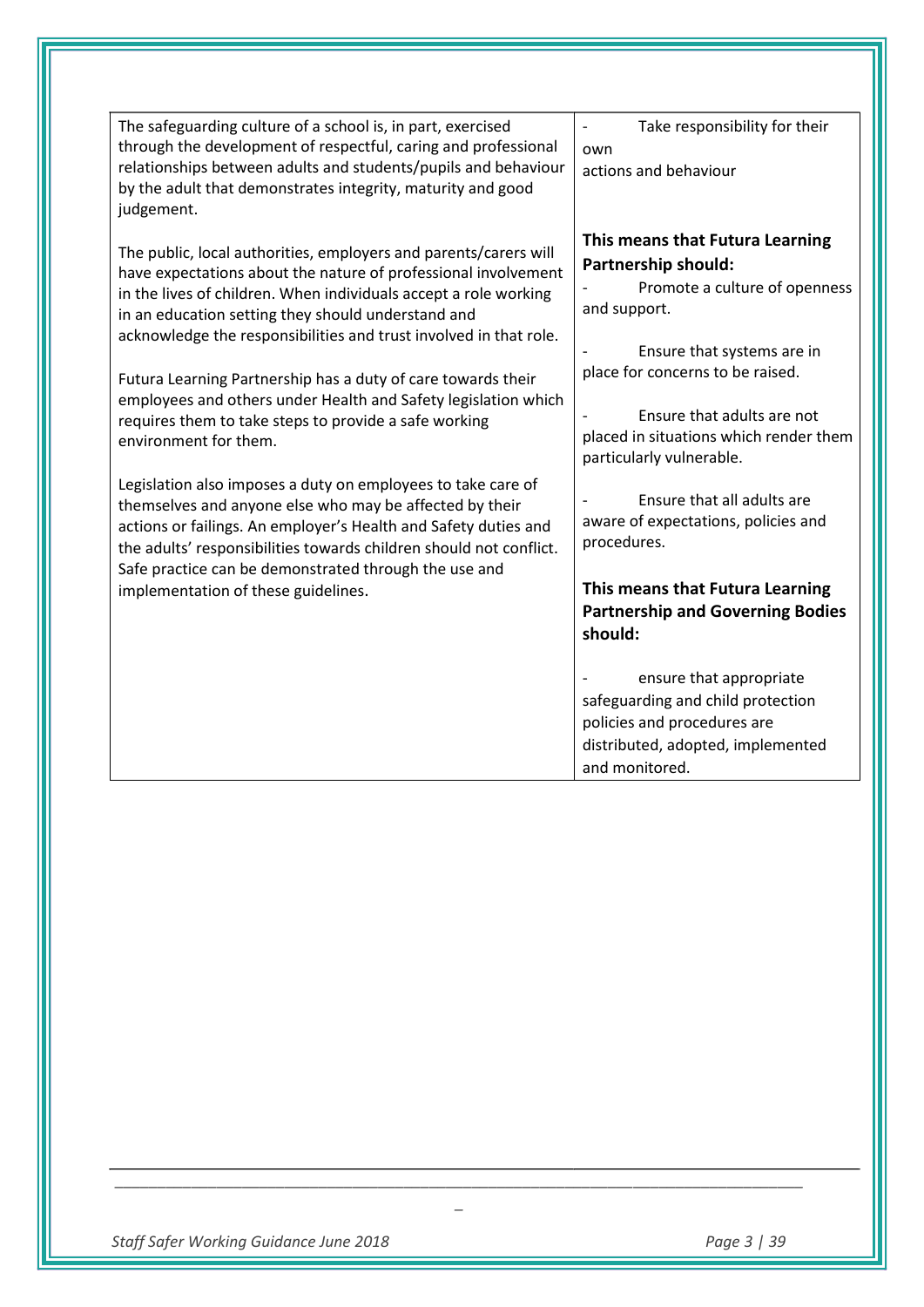| | |
|---|---|
| The safeguarding culture of a school is, in part, exercised through the development of respectful, caring and professional relationships between adults and students/pupils and behaviour by the adult that demonstrates integrity, maturity and good judgement.<br><br>The public, local authorities, employers and parents/carers will have expectations about the nature of professional involvement in the lives of children. When individuals accept a role working in an education setting they should understand and acknowledge the responsibilities and trust involved in that role.<br><br>Futura Learning Partnership has a duty of care towards their employees and others under Health and Safety legislation which requires them to take steps to provide a safe working environment for them.<br><br>Legislation also imposes a duty on employees to take care of themselves and anyone else who may be affected by their actions or failings. An employer's Health and Safety duties and the adults' responsibilities towards children should not conflict. Safe practice can be demonstrated through the use and implementation of these guidelines. | - Take responsibility for their own actions and behaviour<br><br>**This means that Futura Learning Partnership should:**<br>- Promote a culture of openness and support.<br>- Ensure that systems are in place for concerns to be raised.<br>- Ensure that adults are not placed in situations which render them particularly vulnerable.<br>- Ensure that all adults are aware of expectations, policies and procedures.<br><br>**This means that Futura Learning Partnership and Governing Bodies should:**<br>- ensure that appropriate safeguarding and child protection policies and procedures are distributed, adopted, implemented and monitored. |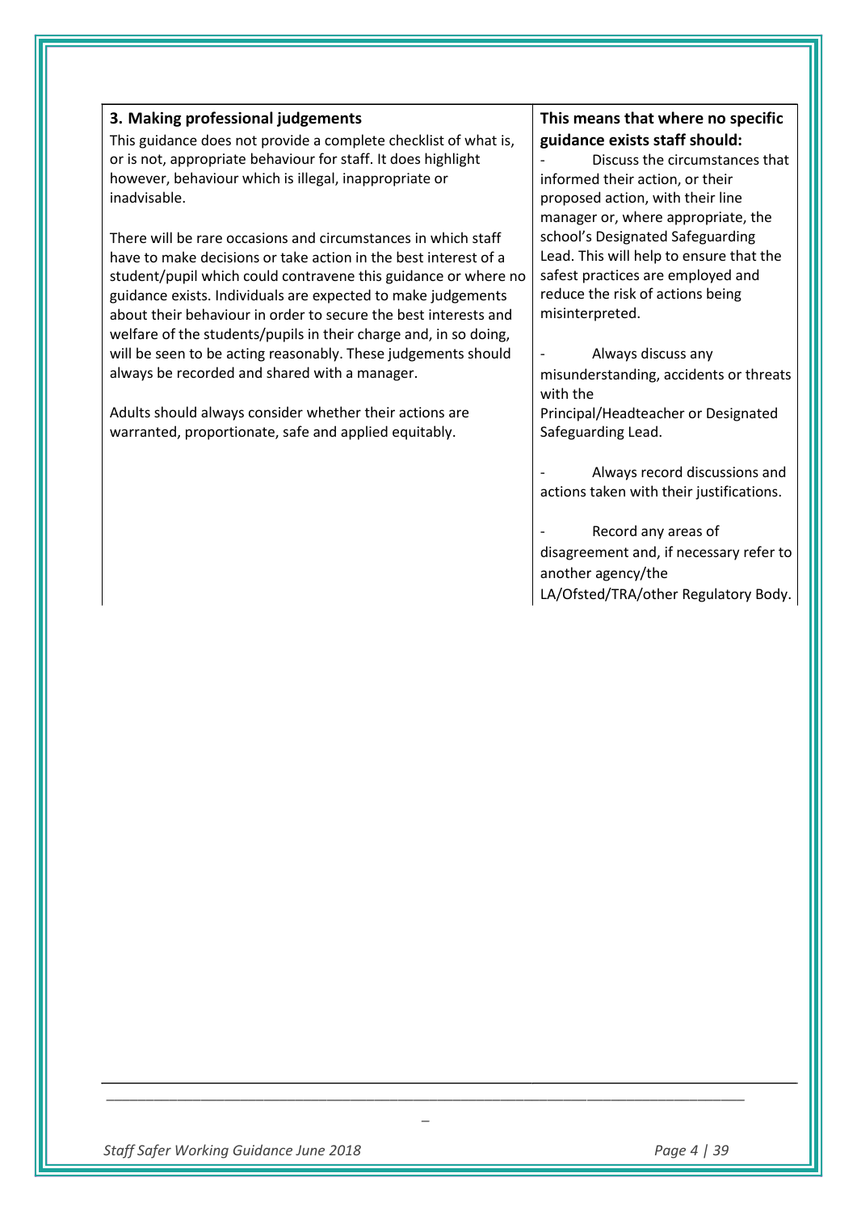### 3. Making professional judgements

This guidance does not provide a complete checklist of what is, or is not, appropriate behaviour for staff. It does highlight however, behaviour which is illegal, inappropriate or inadvisable.

There will be rare occasions and circumstances in which staff have to make decisions or take action in the best interest of a student/pupil which could contravene this guidance or where no guidance exists. Individuals are expected to make judgements about their behaviour in order to secure the best interests and welfare of the students/pupils in their charge and, in so doing, will be seen to be acting reasonably. These judgements should always be recorded and shared with a manager.

Adults should always consider whether their actions are warranted, proportionate, safe and applied equitably.

**This means that where no specific guidance exists staff should:**

- Discuss the circumstances that informed their action, or their proposed action, with their line manager or, where appropriate, the school's Designated Safeguarding Lead. This will help to ensure that the safest practices are employed and reduce the risk of actions being misinterpreted.
- Always discuss any misunderstanding, accidents or threats with the Principal/Headteacher or Designated Safeguarding Lead.
- Always record discussions and actions taken with their justifications.
- Record any areas of disagreement and, if necessary refer to another agency/the LA/Ofsted/TRA/other Regulatory Body.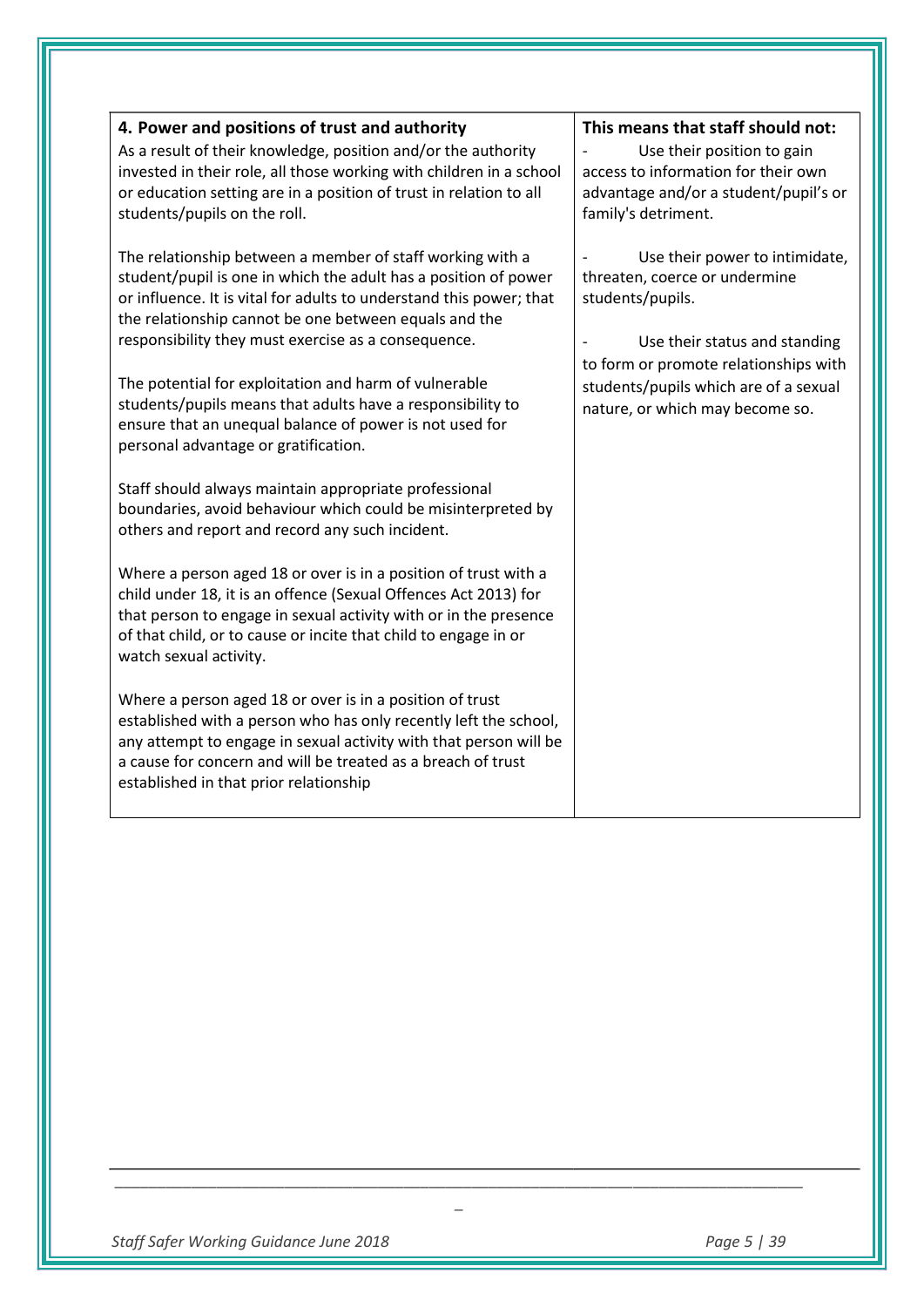| 4. Power and positions of trust and authority | This means that staff should not: |
| --- | --- |
| As a result of their knowledge, position and/or the authority invested in their role, all those working with children in a school or education setting are in a position of trust in relation to all students/pupils on the roll.<br><br>The relationship between a member of staff working with a student/pupil is one in which the adult has a position of power or influence. It is vital for adults to understand this power; that the relationship cannot be one between equals and the responsibility they must exercise as a consequence.<br><br>The potential for exploitation and harm of vulnerable students/pupils means that adults have a responsibility to ensure that an unequal balance of power is not used for personal advantage or gratification.<br><br>Staff should always maintain appropriate professional boundaries, avoid behaviour which could be misinterpreted by others and report and record any such incident.<br><br>Where a person aged 18 or over is in a position of trust with a child under 18, it is an offence (Sexual Offences Act 2013) for that person to engage in sexual activity with or in the presence of that child, or to cause or incite that child to engage in or watch sexual activity.<br><br>Where a person aged 18 or over is in a position of trust established with a person who has only recently left the school, any attempt to engage in sexual activity with that person will be a cause for concern and will be treated as a breach of trust established in that prior relationship | - Use their position to gain access to information for their own advantage and/or a student/pupil's or family's detriment.<br><br>- Use their power to intimidate, threaten, coerce or undermine students/pupils.<br><br>- Use their status and standing to form or promote relationships with students/pupils which are of a sexual nature, or which may become so. |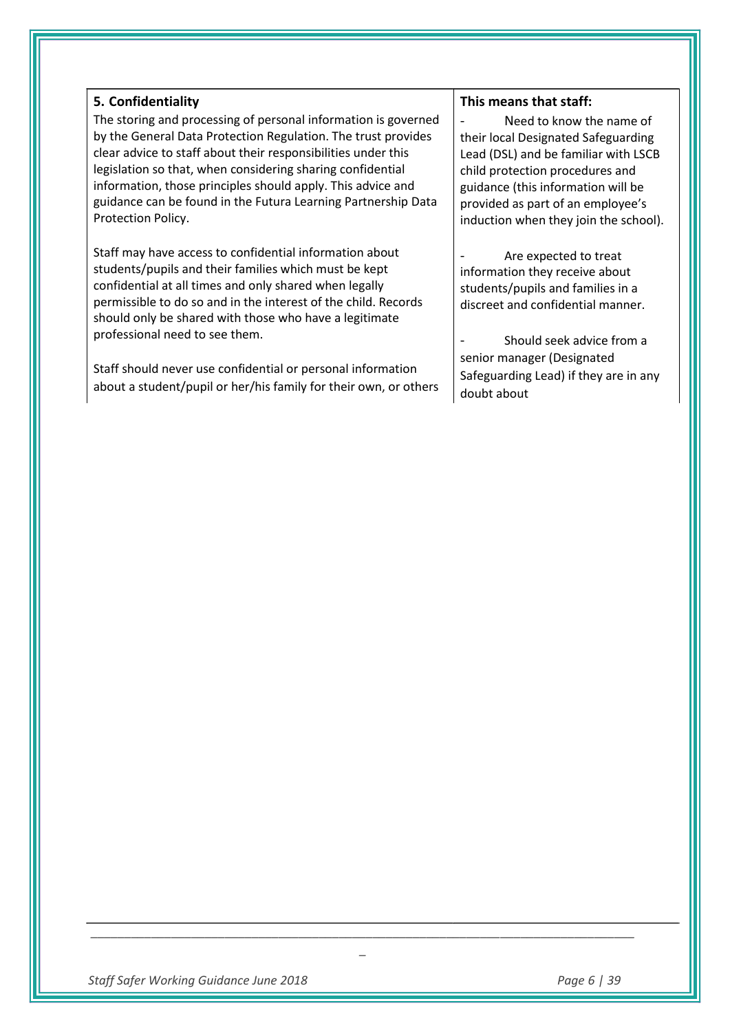| **5. Confidentiality** | **This means that staff:** |
| --- | --- |
| The storing and processing of personal information is governed by the General Data Protection Regulation. The trust provides clear advice to staff about their responsibilities under this legislation so that, when considering sharing confidential information, those principles should apply. This advice and guidance can be found in the Futura Learning Partnership Data Protection Policy.<br><br>Staff may have access to confidential information about students/pupils and their families which must be kept confidential at all times and only shared when legally permissible to do so and in the interest of the child. Records should only be shared with those who have a legitimate professional need to see them.<br><br>Staff should never use confidential or personal information about a student/pupil or her/his family for their own, or others | - Need to know the name of their local Designated Safeguarding Lead (DSL) and be familiar with LSCB child protection procedures and guidance (this information will be provided as part of an employee's induction when they join the school).<br><br>- Are expected to treat information they receive about students/pupils and families in a discreet and confidential manner.<br><br>- Should seek advice from a senior manager (Designated Safeguarding Lead) if they are in any doubt about |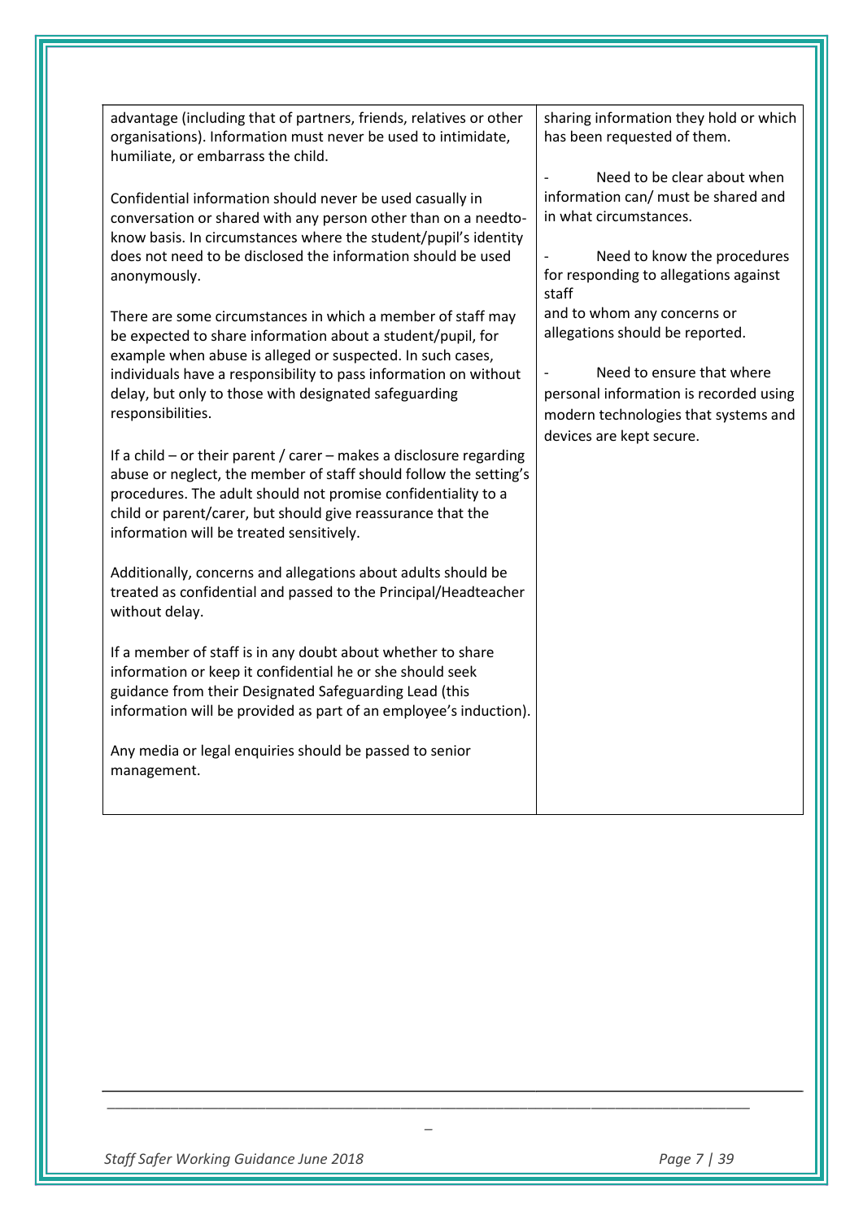| | |
|---|---|
| advantage (including that of partners, friends, relatives or other organisations). Information must never be used to intimidate, humiliate, or embarrass the child.<br><br>Confidential information should never be used casually in conversation or shared with any person other than on a needto-know basis. In circumstances where the student/pupil's identity does not need to be disclosed the information should be used anonymously.<br><br>There are some circumstances in which a member of staff may be expected to share information about a student/pupil, for example when abuse is alleged or suspected. In such cases, individuals have a responsibility to pass information on without delay, but only to those with designated safeguarding responsibilities.<br><br>If a child – or their parent / carer – makes a disclosure regarding abuse or neglect, the member of staff should follow the setting's procedures. The adult should not promise confidentiality to a child or parent/carer, but should give reassurance that the information will be treated sensitively.<br><br>Additionally, concerns and allegations about adults should be treated as confidential and passed to the Principal/Headteacher without delay.<br><br>If a member of staff is in any doubt about whether to share information or keep it confidential he or she should seek guidance from their Designated Safeguarding Lead (this information will be provided as part of an employee's induction).<br><br>Any media or legal enquiries should be passed to senior management. | sharing information they hold or which has been requested of them.<br><br>- Need to be clear about when information can/ must be shared and in what circumstances.<br><br>- Need to know the procedures for responding to allegations against staff and to whom any concerns or allegations should be reported.<br><br>- Need to ensure that where personal information is recorded using modern technologies that systems and devices are kept secure. |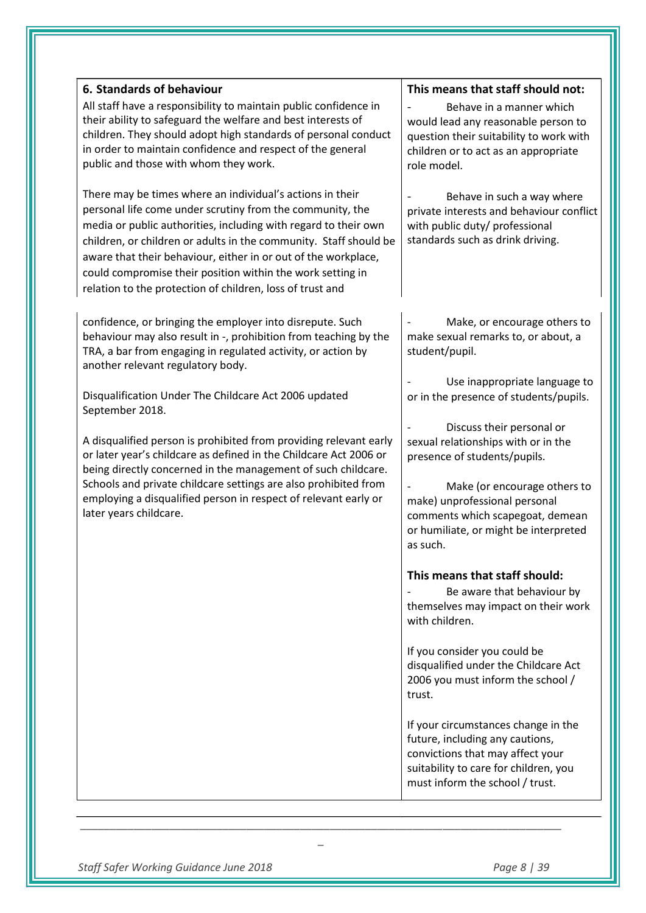| 6. Standards of behaviour | This means that staff should not: |
| --- | --- |
| All staff have a responsibility to maintain public confidence in their ability to safeguard the welfare and best interests of children. They should adopt high standards of personal conduct in order to maintain confidence and respect of the general public and those with whom they work.<br><br>There may be times where an individual's actions in their personal life come under scrutiny from the community, the media or public authorities, including with regard to their own children, or children or adults in the community. Staff should be aware that their behaviour, either in or out of the workplace, could compromise their position within the work setting in relation to the protection of children, loss of trust and confidence, or bringing the employer into disrepute. Such behaviour may also result in -, prohibition from teaching by the TRA, a bar from engaging in regulated activity, or action by another relevant regulatory body.<br><br>Disqualification Under The Childcare Act 2006 updated September 2018.<br><br>A disqualified person is prohibited from providing relevant early or later year's childcare as defined in the Childcare Act 2006 or being directly concerned in the management of such childcare. Schools and private childcare settings are also prohibited from employing a disqualified person in respect of relevant early or later years childcare. | - Behave in a manner which would lead any reasonable person to question their suitability to work with children or to act as an appropriate role model.<br><br>- Behave in such a way where private interests and behaviour conflict with public duty/ professional standards such as drink driving.<br><br>- Make, or encourage others to make sexual remarks to, or about, a student/pupil.<br><br>- Use inappropriate language to or in the presence of students/pupils.<br><br>- Discuss their personal or sexual relationships with or in the presence of students/pupils.<br><br>- Make (or encourage others to make) unprofessional personal comments which scapegoat, demean or humiliate, or might be interpreted as such.<br><br>**This means that staff should:**<br>- Be aware that behaviour by themselves may impact on their work with children.<br><br>If you consider you could be disqualified under the Childcare Act 2006 you must inform the school / trust.<br><br>If your circumstances change in the future, including any cautions, convictions that may affect your suitability to care for children, you must inform the school / trust. |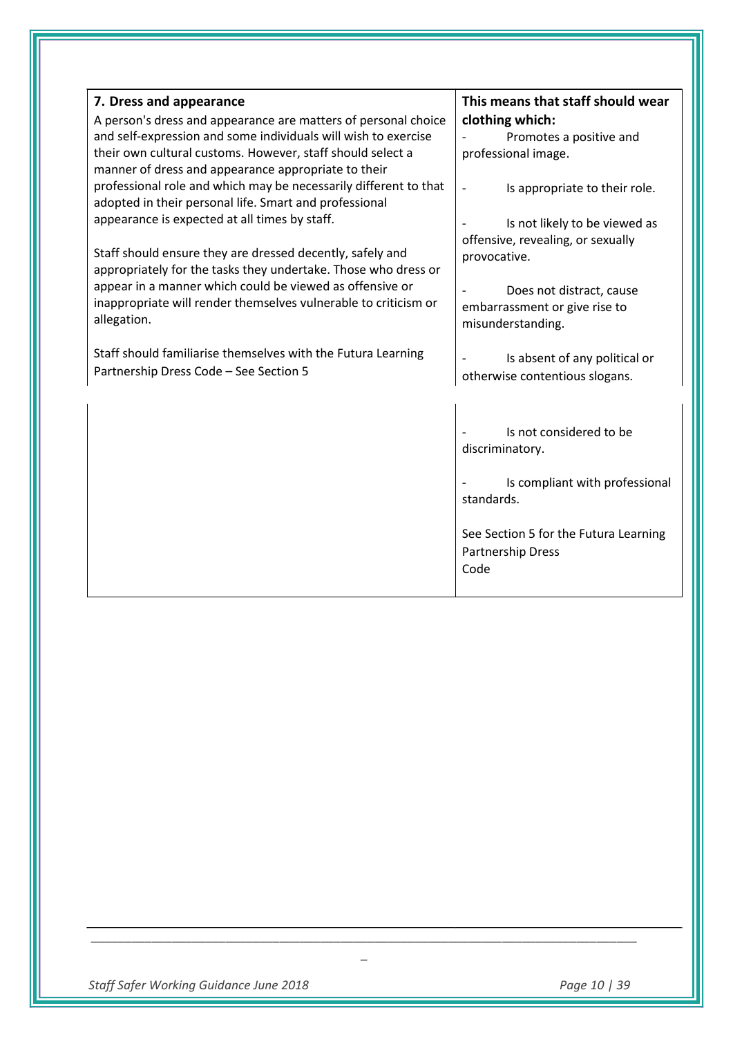| 7. Dress and appearance | This means that staff should wear clothing which: |
|---|---|
| A person's dress and appearance are matters of personal choice and self-expression and some individuals will wish to exercise their own cultural customs. However, staff should select a manner of dress and appearance appropriate to their professional role and which may be necessarily different to that adopted in their personal life. Smart and professional appearance is expected at all times by staff.<br><br>Staff should ensure they are dressed decently, safely and appropriately for the tasks they undertake. Those who dress or appear in a manner which could be viewed as offensive or inappropriate will render themselves vulnerable to criticism or allegation.<br><br>Staff should familiarise themselves with the Futura Learning Partnership Dress Code – See Section 5 | - Promotes a positive and professional image.<br><br>- Is appropriate to their role.<br><br>- Is not likely to be viewed as offensive, revealing, or sexually provocative.<br><br>- Does not distract, cause embarrassment or give rise to misunderstanding.<br><br>- Is absent of any political or otherwise contentious slogans.<br><br>- Is not considered to be discriminatory.<br><br>- Is compliant with professional standards.<br><br>See Section 5 for the Futura Learning Partnership Dress Code |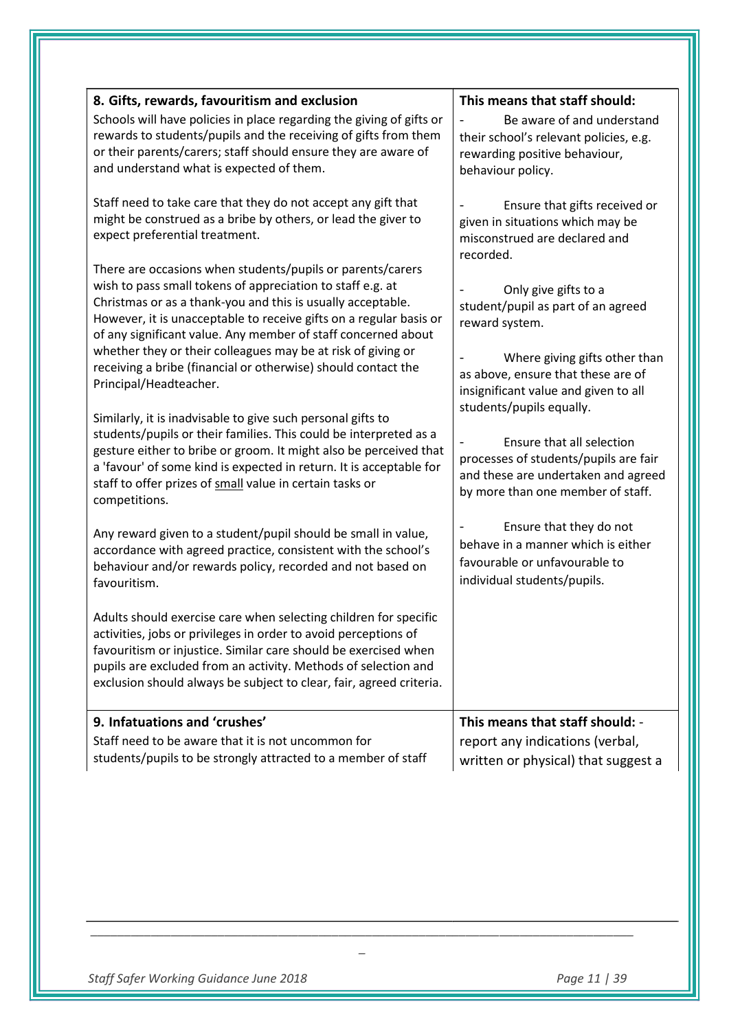| 8. Gifts, rewards, favouritism and exclusion | This means that staff should: |
|---|---|
| Schools will have policies in place regarding the giving of gifts or rewards to students/pupils and the receiving of gifts from them or their parents/carers; staff should ensure they are aware of and understand what is expected of them.<br><br>Staff need to take care that they do not accept any gift that might be construed as a bribe by others, or lead the giver to expect preferential treatment.<br><br>There are occasions when students/pupils or parents/carers wish to pass small tokens of appreciation to staff e.g. at Christmas or as a thank-you and this is usually acceptable. However, it is unacceptable to receive gifts on a regular basis or of any significant value. Any member of staff concerned about whether they or their colleagues may be at risk of giving or receiving a bribe (financial or otherwise) should contact the Principal/Headteacher.<br><br>Similarly, it is inadvisable to give such personal gifts to students/pupils or their families. This could be interpreted as a gesture either to bribe or groom. It might also be perceived that a 'favour' of some kind is expected in return. It is acceptable for staff to offer prizes of <u>small</u> value in certain tasks or competitions.<br><br>Any reward given to a student/pupil should be small in value, accordance with agreed practice, consistent with the school's behaviour and/or rewards policy, recorded and not based on favouritism.<br><br>Adults should exercise care when selecting children for specific activities, jobs or privileges in order to avoid perceptions of favouritism or injustice. Similar care should be exercised when pupils are excluded from an activity. Methods of selection and exclusion should always be subject to clear, fair, agreed criteria. | - Be aware of and understand their school's relevant policies, e.g. rewarding positive behaviour, behaviour policy.<br><br>- Ensure that gifts received or given in situations which may be misconstrued are declared and recorded.<br><br>- Only give gifts to a student/pupil as part of an agreed reward system.<br><br>- Where giving gifts other than as above, ensure that these are of insignificant value and given to all students/pupils equally.<br><br>- Ensure that all selection processes of students/pupils are fair and these are undertaken and agreed by more than one member of staff.<br><br>- Ensure that they do not behave in a manner which is either favourable or unfavourable to individual students/pupils. |
| **9. Infatuations and 'crushes'**<br>Staff need to be aware that it is not uncommon for students/pupils to be strongly attracted to a member of staff | **This means that staff should:** - report any indications (verbal, written or physical) that suggest a |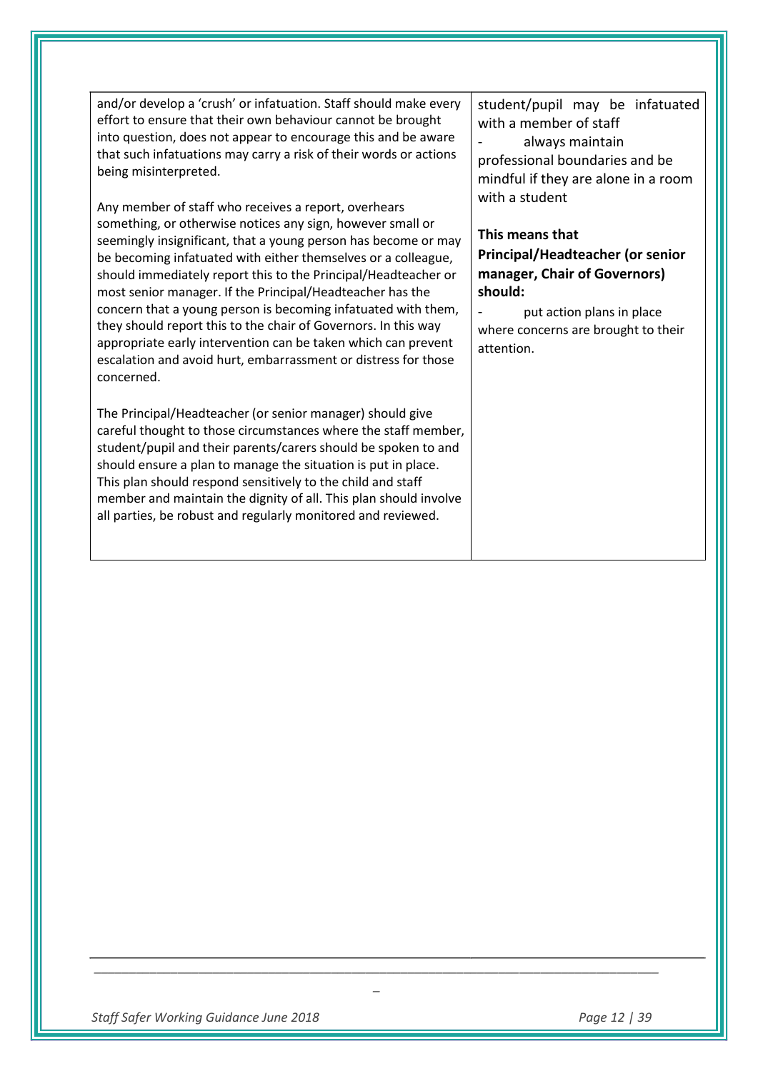| | |
|---|---|
| and/or develop a 'crush' or infatuation. Staff should make every effort to ensure that their own behaviour cannot be brought into question, does not appear to encourage this and be aware that such infatuations may carry a risk of their words or actions being misinterpreted.<br><br>Any member of staff who receives a report, overhears something, or otherwise notices any sign, however small or seemingly insignificant, that a young person has become or may be becoming infatuated with either themselves or a colleague, should immediately report this to the Principal/Headteacher or most senior manager. If the Principal/Headteacher has the concern that a young person is becoming infatuated with them, they should report this to the chair of Governors. In this way appropriate early intervention can be taken which can prevent escalation and avoid hurt, embarrassment or distress for those concerned.<br><br>The Principal/Headteacher (or senior manager) should give careful thought to those circumstances where the staff member, student/pupil and their parents/carers should be spoken to and should ensure a plan to manage the situation is put in place. This plan should respond sensitively to the child and staff member and maintain the dignity of all. This plan should involve all parties, be robust and regularly monitored and reviewed. | student/pupil may be infatuated with a member of staff<br>- always maintain professional boundaries and be mindful if they are alone in a room with a student<br><br>**This means that Principal/Headteacher (or senior manager, Chair of Governors) should:**<br>- put action plans in place where concerns are brought to their attention. |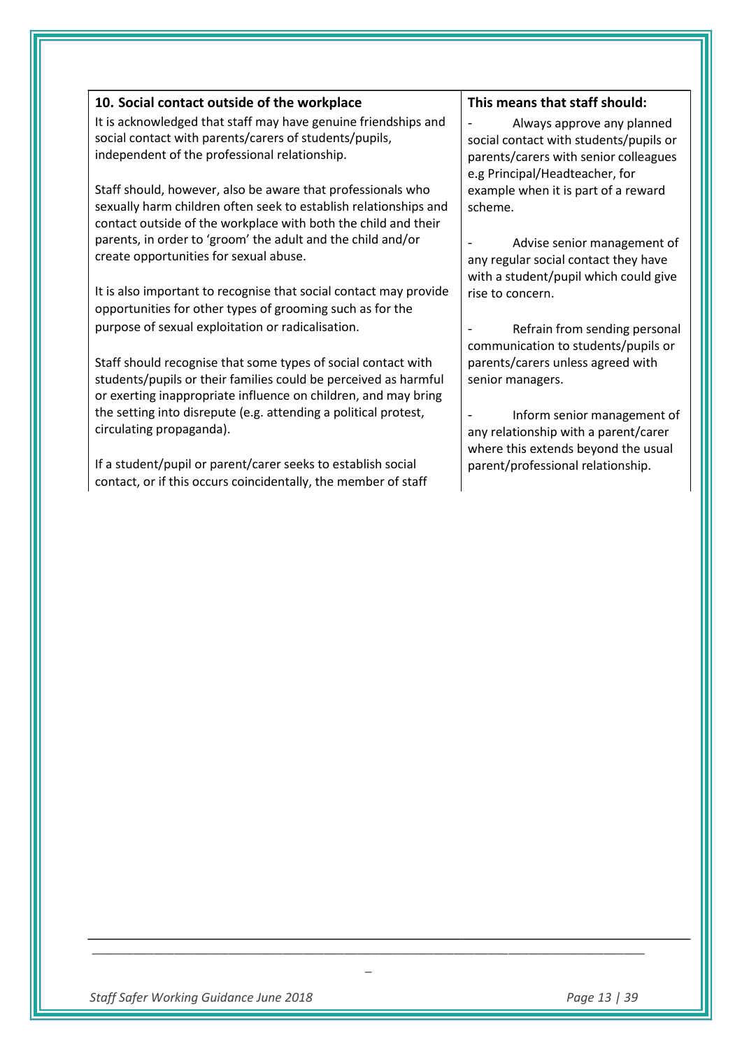| 10. Social contact outside of the workplace | This means that staff should: |
|---|---|
| It is acknowledged that staff may have genuine friendships and social contact with parents/carers of students/pupils, independent of the professional relationship.<br><br>Staff should, however, also be aware that professionals who sexually harm children often seek to establish relationships and contact outside of the workplace with both the child and their parents, in order to 'groom' the adult and the child and/or create opportunities for sexual abuse.<br><br>It is also important to recognise that social contact may provide opportunities for other types of grooming such as for the purpose of sexual exploitation or radicalisation.<br><br>Staff should recognise that some types of social contact with students/pupils or their families could be perceived as harmful or exerting inappropriate influence on children, and may bring the setting into disrepute (e.g. attending a political protest, circulating propaganda).<br><br>If a student/pupil or parent/carer seeks to establish social contact, or if this occurs coincidentally, the member of staff | - Always approve any planned social contact with students/pupils or parents/carers with senior colleagues e.g Principal/Headteacher, for example when it is part of a reward scheme.<br><br>- Advise senior management of any regular social contact they have with a student/pupil which could give rise to concern.<br><br>- Refrain from sending personal communication to students/pupils or parents/carers unless agreed with senior managers.<br><br>- Inform senior management of any relationship with a parent/carer where this extends beyond the usual parent/professional relationship. |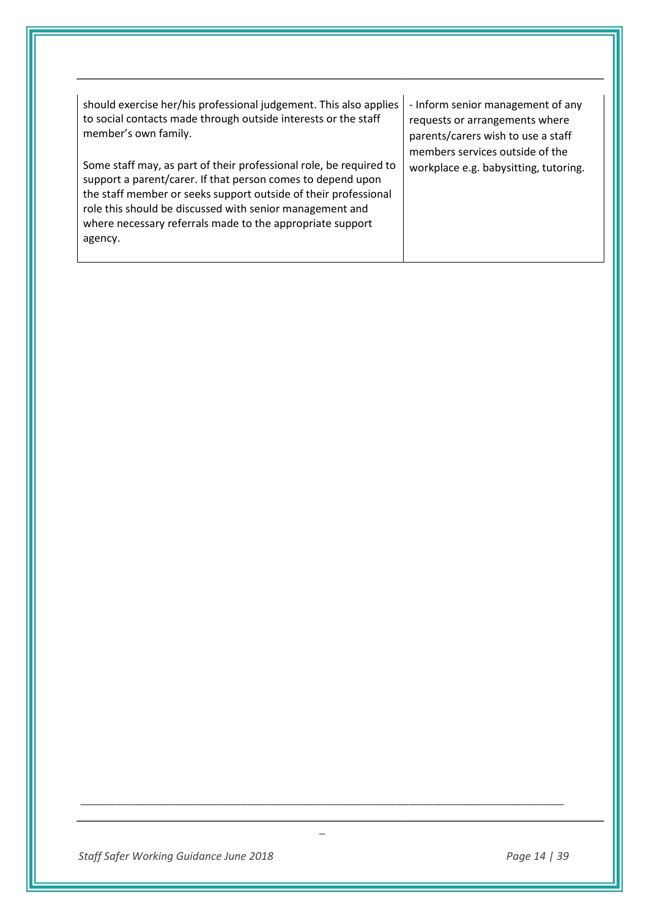| | |
|---|---|
| should exercise her/his professional judgement. This also applies to social contacts made through outside interests or the staff member's own family.<br><br>Some staff may, as part of their professional role, be required to support a parent/carer. If that person comes to depend upon the staff member or seeks support outside of their professional role this should be discussed with senior management and where necessary referrals made to the appropriate support agency. | - Inform senior management of any requests or arrangements where parents/carers wish to use a staff members services outside of the workplace e.g. babysitting, tutoring. |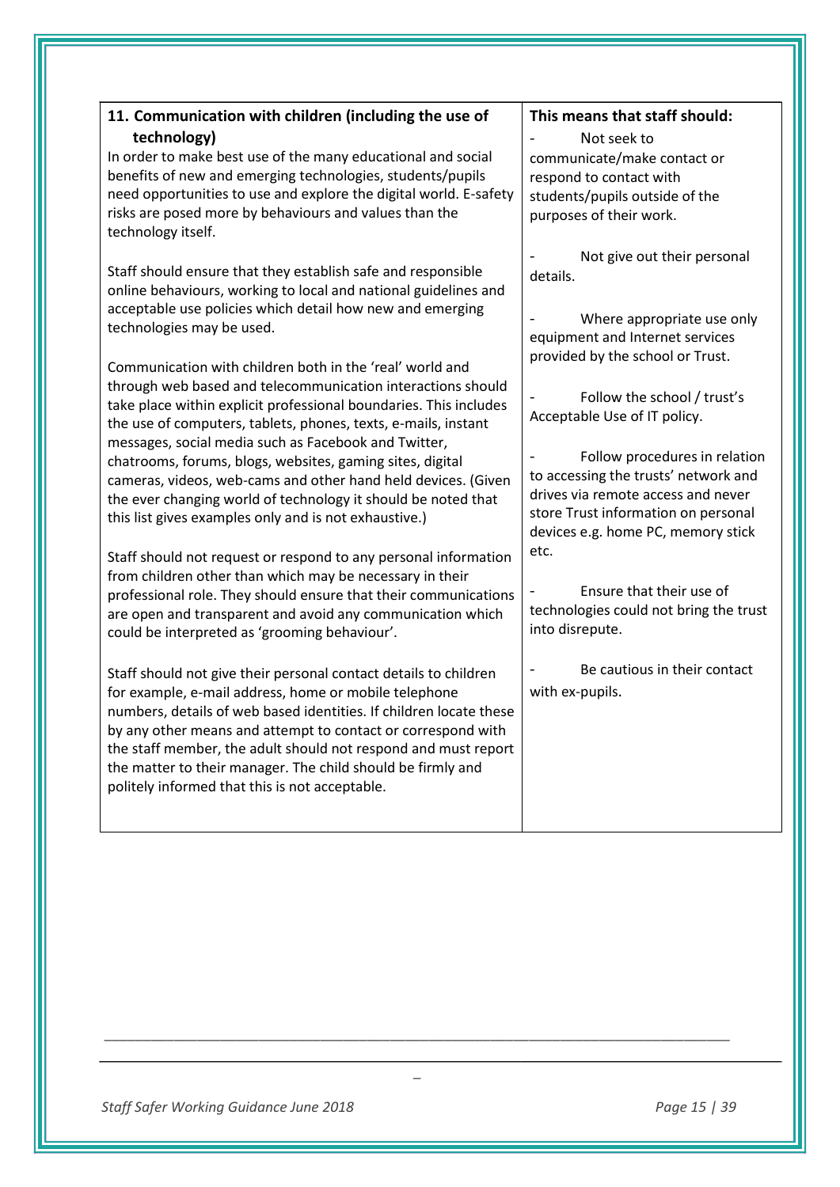| 11. Communication with children (including the use of technology) | This means that staff should: |
|---|---|
| In order to make best use of the many educational and social benefits of new and emerging technologies, students/pupils need opportunities to use and explore the digital world. E-safety risks are posed more by behaviours and values than the technology itself.<br><br>Staff should ensure that they establish safe and responsible online behaviours, working to local and national guidelines and acceptable use policies which detail how new and emerging technologies may be used.<br><br>Communication with children both in the 'real' world and through web based and telecommunication interactions should take place within explicit professional boundaries. This includes the use of computers, tablets, phones, texts, e-mails, instant messages, social media such as Facebook and Twitter, chatrooms, forums, blogs, websites, gaming sites, digital cameras, videos, web-cams and other hand held devices. (Given the ever changing world of technology it should be noted that this list gives examples only and is not exhaustive.)<br><br>Staff should not request or respond to any personal information from children other than which may be necessary in their professional role. They should ensure that their communications are open and transparent and avoid any communication which could be interpreted as 'grooming behaviour'.<br><br>Staff should not give their personal contact details to children for example, e-mail address, home or mobile telephone numbers, details of web based identities. If children locate these by any other means and attempt to contact or correspond with the staff member, the adult should not respond and must report the matter to their manager. The child should be firmly and politely informed that this is not acceptable. | - Not seek to communicate/make contact or respond to contact with students/pupils outside of the purposes of their work.<br><br>- Not give out their personal details.<br><br>- Where appropriate use only equipment and Internet services provided by the school or Trust.<br><br>- Follow the school / trust's Acceptable Use of IT policy.<br><br>- Follow procedures in relation to accessing the trusts' network and drives via remote access and never store Trust information on personal devices e.g. home PC, memory stick etc.<br><br>- Ensure that their use of technologies could not bring the trust into disrepute.<br><br>- Be cautious in their contact with ex-pupils. |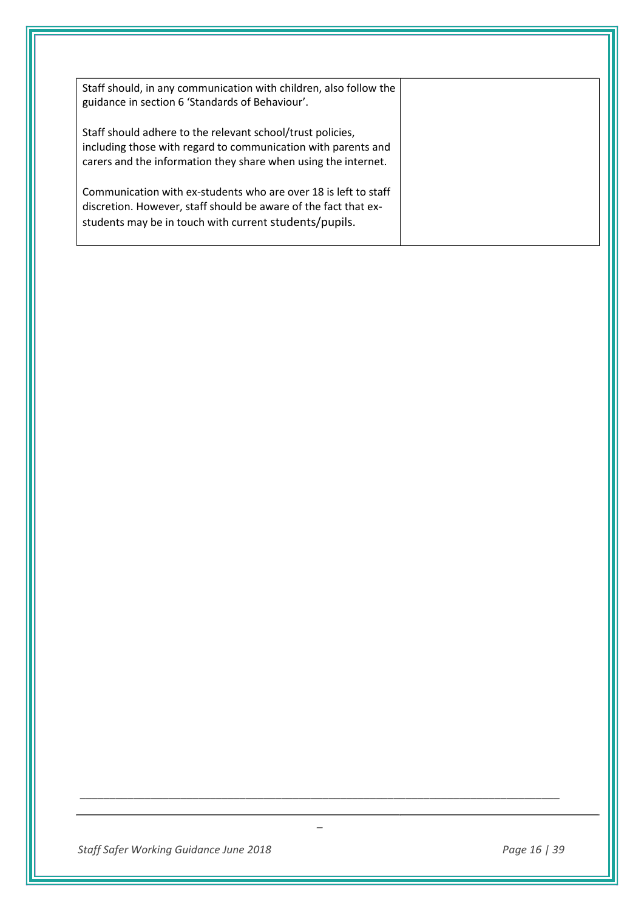| | |
|---|---|
| Staff should, in any communication with children, also follow the guidance in section 6 'Standards of Behaviour'.<br><br>Staff should adhere to the relevant school/trust policies, including those with regard to communication with parents and carers and the information they share when using the internet.<br><br>Communication with ex-students who are over 18 is left to staff discretion. However, staff should be aware of the fact that ex-students may be in touch with current students/pupils. | |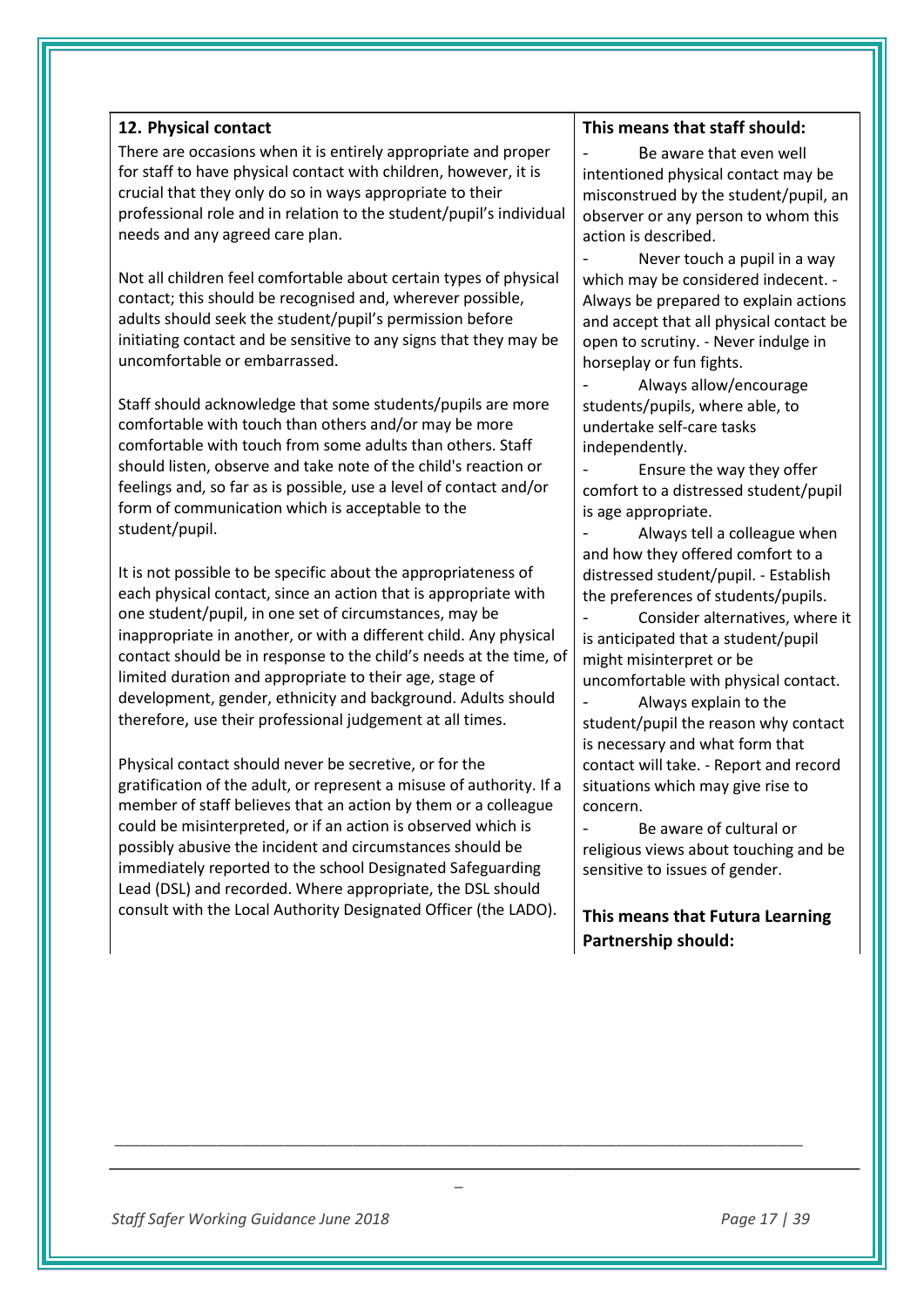## 12. Physical contact

There are occasions when it is entirely appropriate and proper for staff to have physical contact with children, however, it is crucial that they only do so in ways appropriate to their professional role and in relation to the student/pupil's individual needs and any agreed care plan.

Not all children feel comfortable about certain types of physical contact; this should be recognised and, wherever possible, adults should seek the student/pupil's permission before initiating contact and be sensitive to any signs that they may be uncomfortable or embarrassed.

Staff should acknowledge that some students/pupils are more comfortable with touch than others and/or may be more comfortable with touch from some adults than others. Staff should listen, observe and take note of the child's reaction or feelings and, so far as is possible, use a level of contact and/or form of communication which is acceptable to the student/pupil.

It is not possible to be specific about the appropriateness of each physical contact, since an action that is appropriate with one student/pupil, in one set of circumstances, may be inappropriate in another, or with a different child. Any physical contact should be in response to the child's needs at the time, of limited duration and appropriate to their age, stage of development, gender, ethnicity and background. Adults should therefore, use their professional judgement at all times.

Physical contact should never be secretive, or for the gratification of the adult, or represent a misuse of authority. If a member of staff believes that an action by them or a colleague could be misinterpreted, or if an action is observed which is possibly abusive the incident and circumstances should be immediately reported to the school Designated Safeguarding Lead (DSL) and recorded. Where appropriate, the DSL should consult with the Local Authority Designated Officer (the LADO).

**This means that staff should:**

- Be aware that even well intentioned physical contact may be misconstrued by the student/pupil, an observer or any person to whom this action is described.
- Never touch a pupil in a way which may be considered indecent. - Always be prepared to explain actions and accept that all physical contact be open to scrutiny. - Never indulge in horseplay or fun fights.
- Always allow/encourage students/pupils, where able, to undertake self-care tasks independently.
- Ensure the way they offer comfort to a distressed student/pupil is age appropriate.
- Always tell a colleague when and how they offered comfort to a distressed student/pupil. - Establish the preferences of students/pupils.
- Consider alternatives, where it is anticipated that a student/pupil might misinterpret or be uncomfortable with physical contact.
- Always explain to the student/pupil the reason why contact is necessary and what form that contact will take. - Report and record situations which may give rise to concern.
- Be aware of cultural or religious views about touching and be sensitive to issues of gender.

**This means that Futura Learning Partnership should:**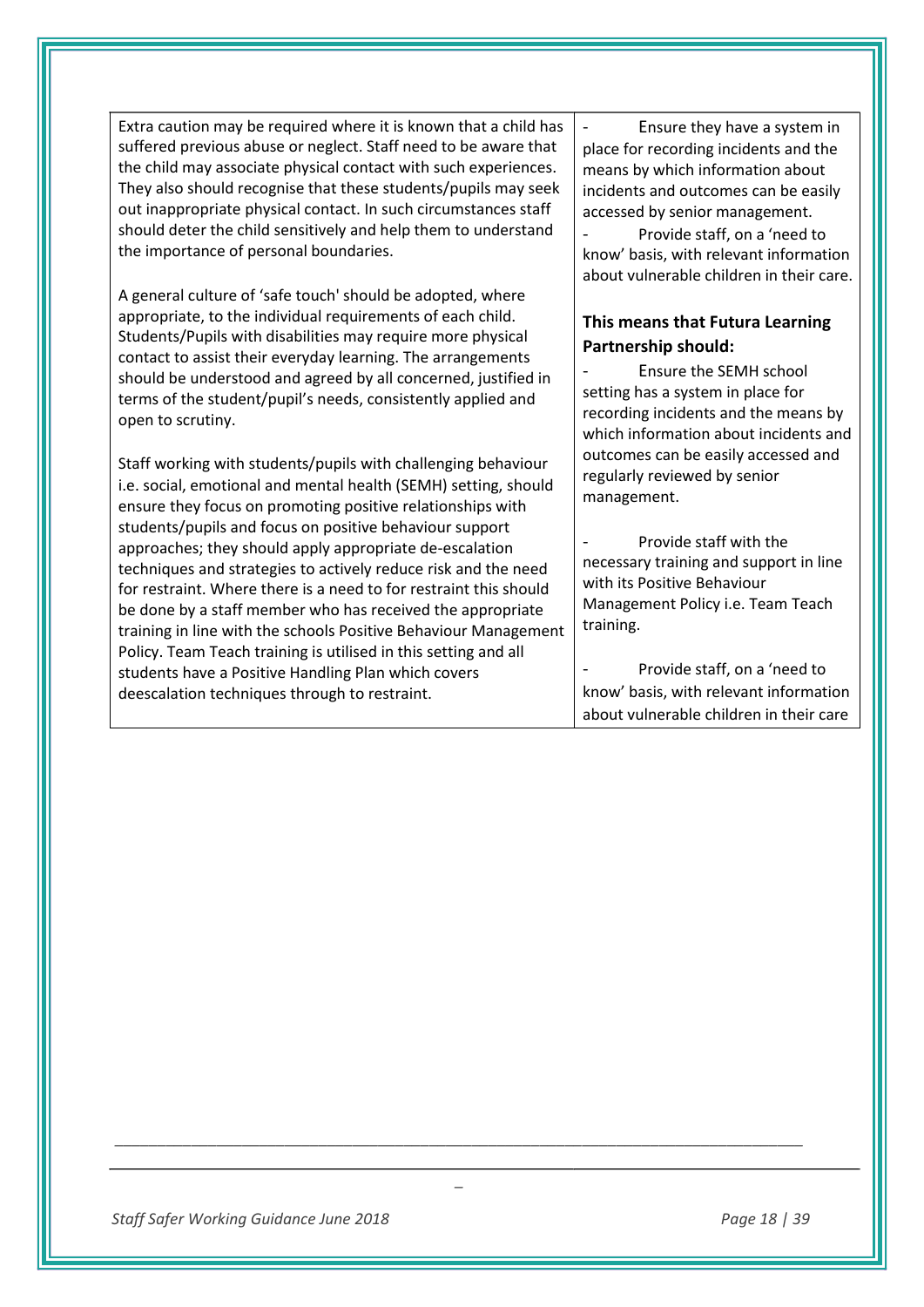| | |
|---|---|
| Extra caution may be required where it is known that a child has suffered previous abuse or neglect. Staff need to be aware that the child may associate physical contact with such experiences. They also should recognise that these students/pupils may seek out inappropriate physical contact. In such circumstances staff should deter the child sensitively and help them to understand the importance of personal boundaries.<br><br>A general culture of 'safe touch' should be adopted, where appropriate, to the individual requirements of each child. Students/Pupils with disabilities may require more physical contact to assist their everyday learning. The arrangements should be understood and agreed by all concerned, justified in terms of the student/pupil's needs, consistently applied and open to scrutiny.<br><br>Staff working with students/pupils with challenging behaviour i.e. social, emotional and mental health (SEMH) setting, should ensure they focus on promoting positive relationships with students/pupils and focus on positive behaviour support approaches; they should apply appropriate de-escalation techniques and strategies to actively reduce risk and the need for restraint. Where there is a need for restraint this should be done by a staff member who has received the appropriate training in line with the schools Positive Behaviour Management Policy. Team Teach training is utilised in this setting and all students have a Positive Handling Plan which covers deescalation techniques through to restraint. | - Ensure they have a system in place for recording incidents and the means by which information about incidents and outcomes can be easily accessed by senior management.<br>- Provide staff, on a 'need to know' basis, with relevant information about vulnerable children in their care.<br><br>**This means that Futura Learning Partnership should:**<br>- Ensure the SEMH school setting has a system in place for recording incidents and the means by which information about incidents and outcomes can be easily accessed and regularly reviewed by senior management.<br><br>- Provide staff with the necessary training and support in line with its Positive Behaviour Management Policy i.e. Team Teach training.<br><br>- Provide staff, on a 'need to know' basis, with relevant information about vulnerable children in their care |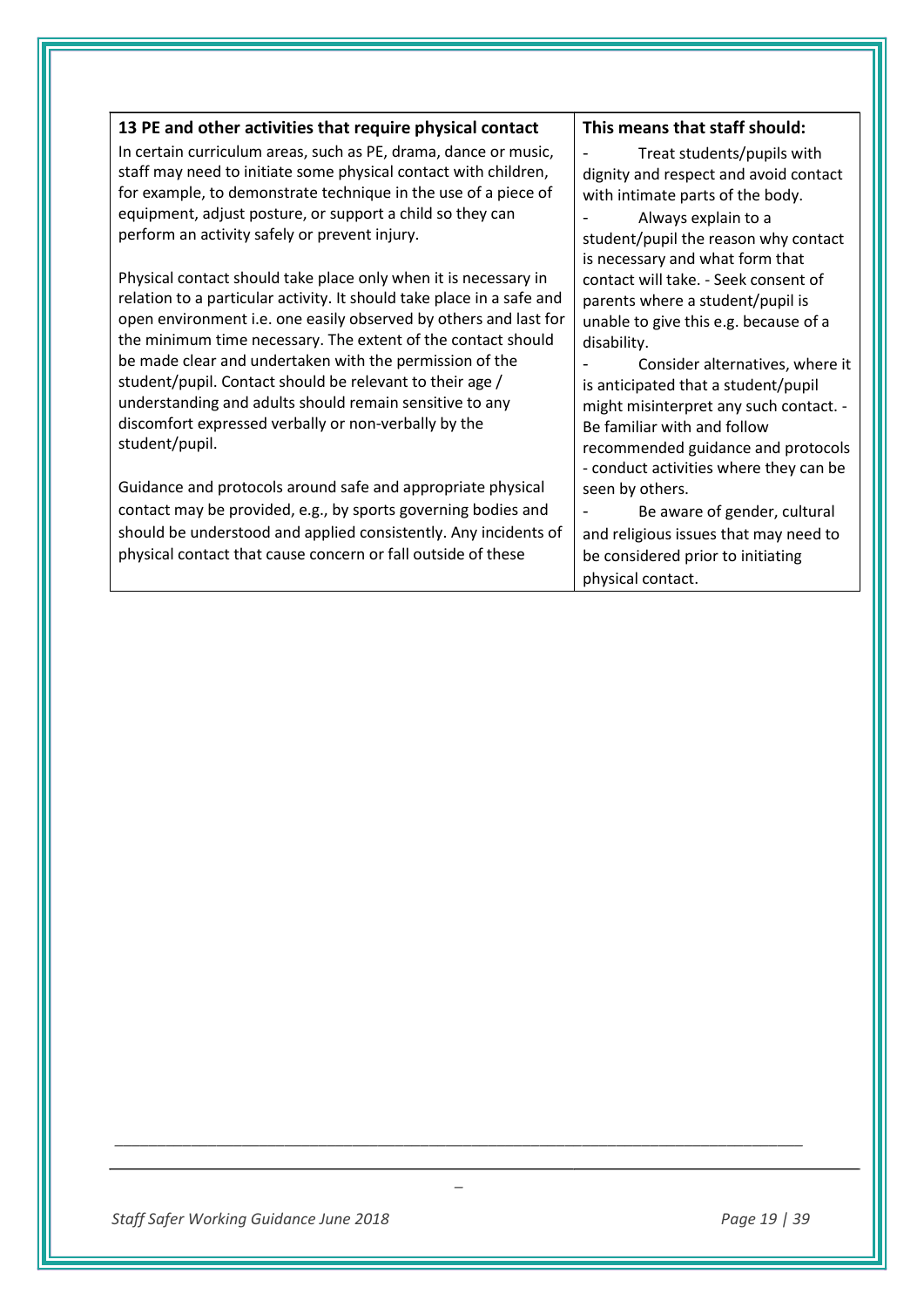| 13 PE and other activities that require physical contact | This means that staff should: |
|---|---|
| In certain curriculum areas, such as PE, drama, dance or music, staff may need to initiate some physical contact with children, for example, to demonstrate technique in the use of a piece of equipment, adjust posture, or support a child so they can perform an activity safely or prevent injury.<br><br>Physical contact should take place only when it is necessary in relation to a particular activity. It should take place in a safe and open environment i.e. one easily observed by others and last for the minimum time necessary. The extent of the contact should be made clear and undertaken with the permission of the student/pupil. Contact should be relevant to their age / understanding and adults should remain sensitive to any discomfort expressed verbally or non-verbally by the student/pupil.<br><br>Guidance and protocols around safe and appropriate physical contact may be provided, e.g., by sports governing bodies and should be understood and applied consistently. Any incidents of physical contact that cause concern or fall outside of these | - Treat students/pupils with dignity and respect and avoid contact with intimate parts of the body.<br>- Always explain to a student/pupil the reason why contact is necessary and what form that contact will take. - Seek consent of parents where a student/pupil is unable to give this e.g. because of a disability.<br>- Consider alternatives, where it is anticipated that a student/pupil might misinterpret any such contact. - Be familiar with and follow recommended guidance and protocols - conduct activities where they can be seen by others.<br>- Be aware of gender, cultural and religious issues that may need to be considered prior to initiating physical contact. |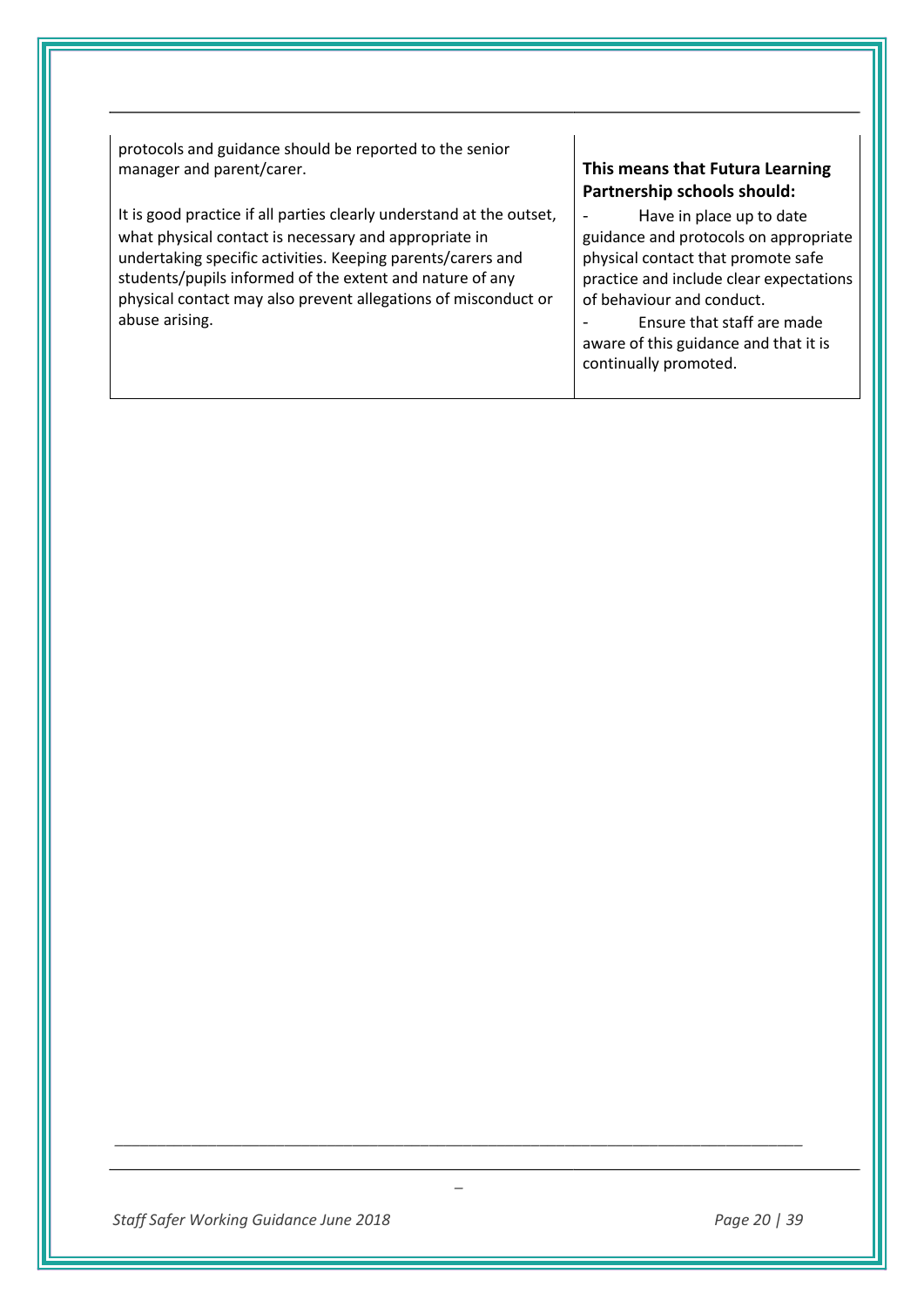| | |
|---|---|
| protocols and guidance should be reported to the senior manager and parent/carer.<br><br>It is good practice if all parties clearly understand at the outset, what physical contact is necessary and appropriate in undertaking specific activities. Keeping parents/carers and students/pupils informed of the extent and nature of any physical contact may also prevent allegations of misconduct or abuse arising. | **This means that Futura Learning Partnership schools should:**<br>- Have in place up to date guidance and protocols on appropriate physical contact that promote safe practice and include clear expectations of behaviour and conduct.<br>- Ensure that staff are made aware of this guidance and that it is continually promoted. |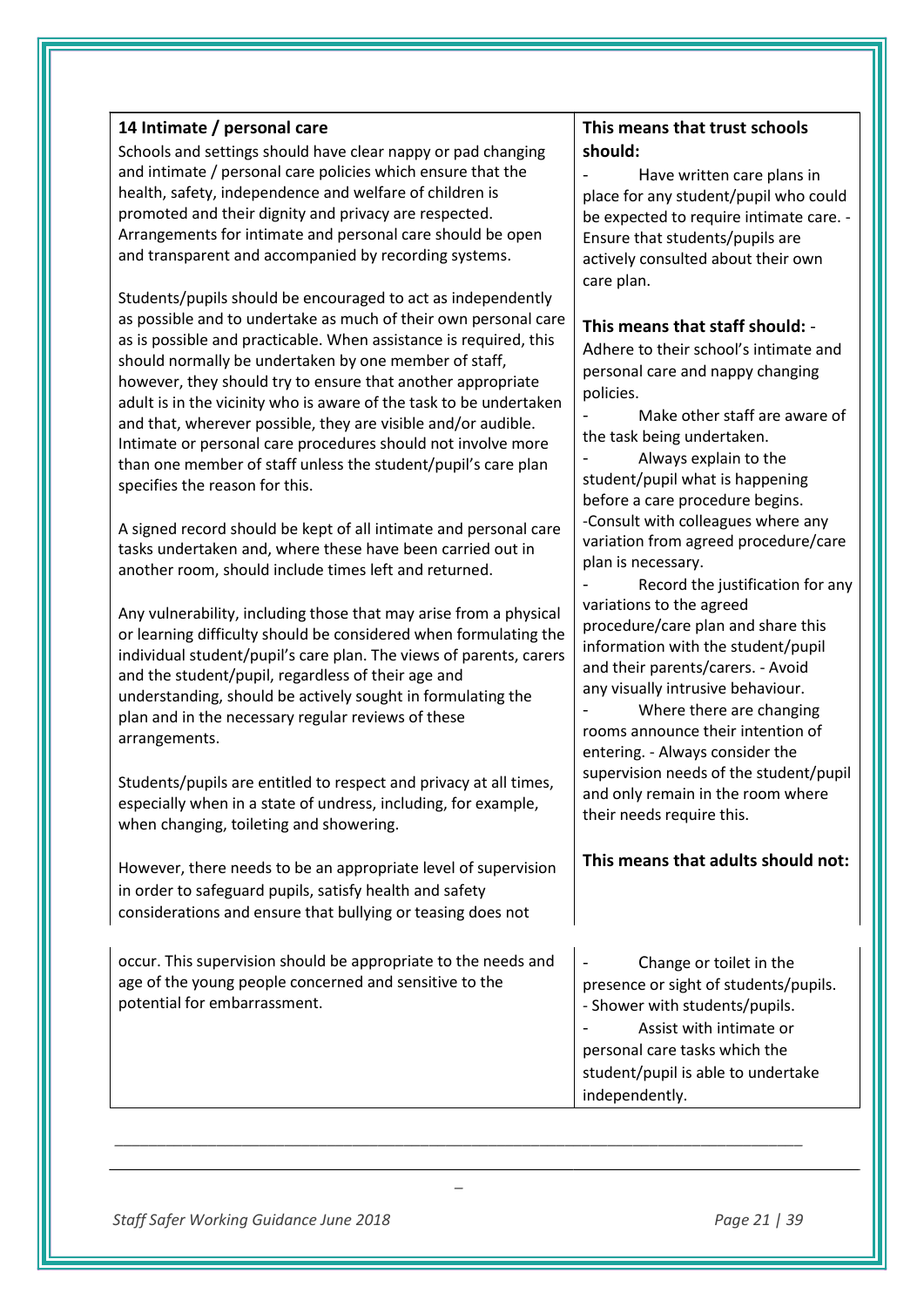## 14 Intimate / personal care

Schools and settings should have clear nappy or pad changing and intimate / personal care policies which ensure that the health, safety, independence and welfare of children is promoted and their dignity and privacy are respected. Arrangements for intimate and personal care should be open and transparent and accompanied by recording systems.

Students/pupils should be encouraged to act as independently as possible and to undertake as much of their own personal care as is possible and practicable. When assistance is required, this should normally be undertaken by one member of staff, however, they should try to ensure that another appropriate adult is in the vicinity who is aware of the task to be undertaken and that, wherever possible, they are visible and/or audible. Intimate or personal care procedures should not involve more than one member of staff unless the student/pupil's care plan specifies the reason for this.

A signed record should be kept of all intimate and personal care tasks undertaken and, where these have been carried out in another room, should include times left and returned.

Any vulnerability, including those that may arise from a physical or learning difficulty should be considered when formulating the individual student/pupil's care plan. The views of parents, carers and the student/pupil, regardless of their age and understanding, should be actively sought in formulating the plan and in the necessary regular reviews of these arrangements.

Students/pupils are entitled to respect and privacy at all times, especially when in a state of undress, including, for example, when changing, toileting and showering.

However, there needs to be an appropriate level of supervision in order to safeguard pupils, satisfy health and safety considerations and ensure that bullying or teasing does not occur. This supervision should be appropriate to the needs and age of the young people concerned and sensitive to the potential for embarrassment.

**This means that trust schools should:**

- Have written care plans in place for any student/pupil who could be expected to require intimate care.
- Ensure that students/pupils are actively consulted about their own care plan.

**This means that staff should:**

- Adhere to their school's intimate and personal care and nappy changing policies.
- Make other staff are aware of the task being undertaken.
- Always explain to the student/pupil what is happening before a care procedure begins.
- Consult with colleagues where any variation from agreed procedure/care plan is necessary.
- Record the justification for any variations to the agreed procedure/care plan and share this information with the student/pupil and their parents/carers.
- Avoid any visually intrusive behaviour.
- Where there are changing rooms announce their intention of entering.
- Always consider the supervision needs of the student/pupil and only remain in the room where their needs require this.

**This means that adults should not:**

- Change or toilet in the presence or sight of students/pupils.
- Shower with students/pupils.
- Assist with intimate or personal care tasks which the student/pupil is able to undertake independently.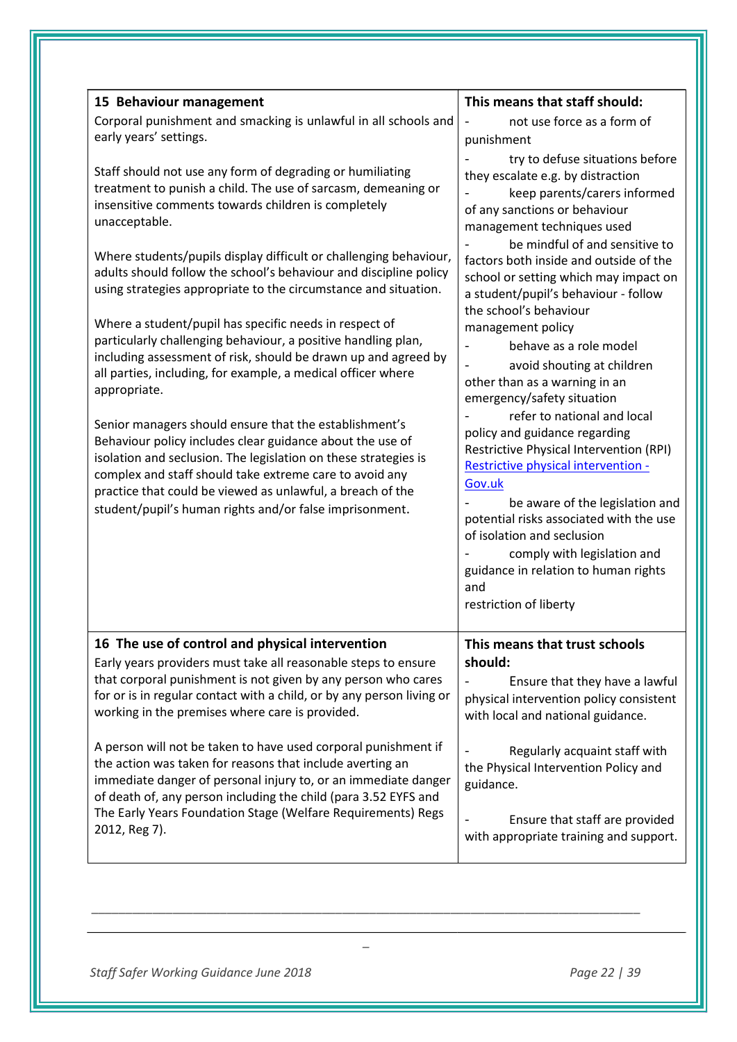| 15 Behaviour management | This means that staff should: |
|---|---|
| Corporal punishment and smacking is unlawful in all schools and early years' settings.<br><br>Staff should not use any form of degrading or humiliating treatment to punish a child. The use of sarcasm, demeaning or insensitive comments towards children is completely unacceptable.<br><br>Where students/pupils display difficult or challenging behaviour, adults should follow the school's behaviour and discipline policy using strategies appropriate to the circumstance and situation.<br><br>Where a student/pupil has specific needs in respect of particularly challenging behaviour, a positive handling plan, including assessment of risk, should be drawn up and agreed by all parties, including, for example, a medical officer where appropriate.<br><br>Senior managers should ensure that the establishment's Behaviour policy includes clear guidance about the use of isolation and seclusion. The legislation on these strategies is complex and staff should take extreme care to avoid any practice that could be viewed as unlawful, a breach of the student/pupil's human rights and/or false imprisonment. | - not use force as a form of punishment<br>- try to defuse situations before they escalate e.g. by distraction<br>- keep parents/carers informed of any sanctions or behaviour management techniques used<br>- be mindful of and sensitive to factors both inside and outside of the school or setting which may impact on a student/pupil's behaviour - follow the school's behaviour management policy<br>- behave as a role model<br>- avoid shouting at children other than as a warning in an emergency/safety situation<br>- refer to national and local policy and guidance regarding Restrictive Physical Intervention (RPI) [Restrictive physical intervention - Gov.uk]<br>- be aware of the legislation and potential risks associated with the use of isolation and seclusion<br>- comply with legislation and guidance in relation to human rights and<br>restriction of liberty |
| **16 The use of control and physical intervention** | **This means that trust schools should:** |
| Early years providers must take all reasonable steps to ensure that corporal punishment is not given by any person who cares for or is in regular contact with a child, or by any person living or working in the premises where care is provided.<br><br>A person will not be taken to have used corporal punishment if the action was taken for reasons that include averting an immediate danger of personal injury to, or an immediate danger of death of, any person including the child (para 3.52 EYFS and The Early Years Foundation Stage (Welfare Requirements) Regs 2012, Reg 7). | - Ensure that they have a lawful physical intervention policy consistent with local and national guidance.<br><br>- Regularly acquaint staff with the Physical Intervention Policy and guidance.<br><br>- Ensure that staff are provided with appropriate training and support. |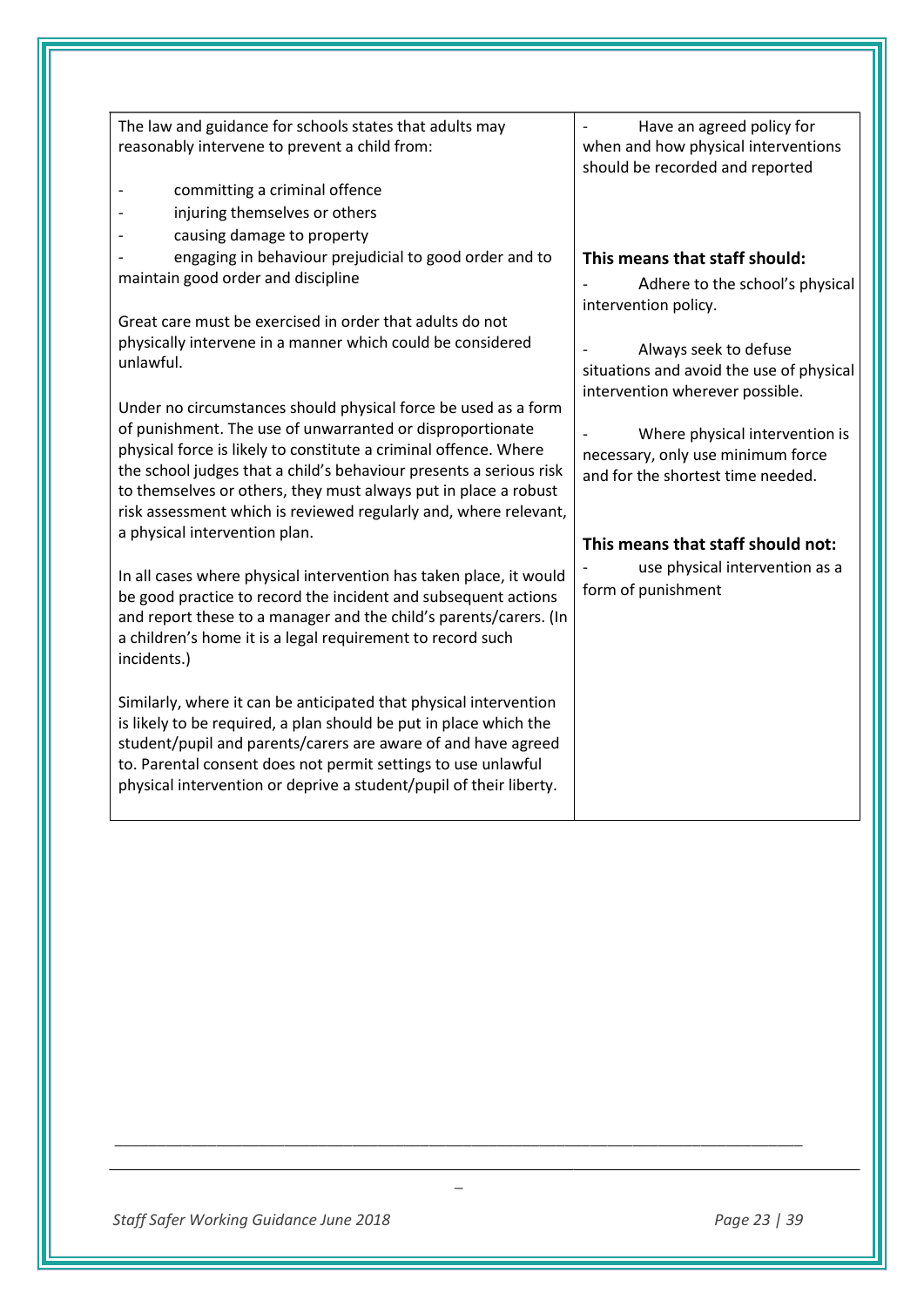| | |
|---|---|
| The law and guidance for schools states that adults may reasonably intervene to prevent a child from:<br><br>- committing a criminal offence<br>- injuring themselves or others<br>- causing damage to property<br>- engaging in behaviour prejudicial to good order and to maintain good order and discipline<br><br>Great care must be exercised in order that adults do not physically intervene in a manner which could be considered unlawful.<br><br>Under no circumstances should physical force be used as a form of punishment. The use of unwarranted or disproportionate physical force is likely to constitute a criminal offence. Where the school judges that a child's behaviour presents a serious risk to themselves or others, they must always put in place a robust risk assessment which is reviewed regularly and, where relevant, a physical intervention plan.<br><br>In all cases where physical intervention has taken place, it would be good practice to record the incident and subsequent actions and report these to a manager and the child's parents/carers. (In a children's home it is a legal requirement to record such incidents.)<br><br>Similarly, where it can be anticipated that physical intervention is likely to be required, a plan should be put in place which the student/pupil and parents/carers are aware of and have agreed to. Parental consent does not permit settings to use unlawful physical intervention or deprive a student/pupil of their liberty. | - Have an agreed policy for when and how physical interventions should be recorded and reported<br><br>**This means that staff should:**<br>- Adhere to the school's physical intervention policy.<br><br>- Always seek to defuse situations and avoid the use of physical intervention wherever possible.<br><br>- Where physical intervention is necessary, only use minimum force and for the shortest time needed.<br><br>**This means that staff should not:**<br>- use physical intervention as a form of punishment |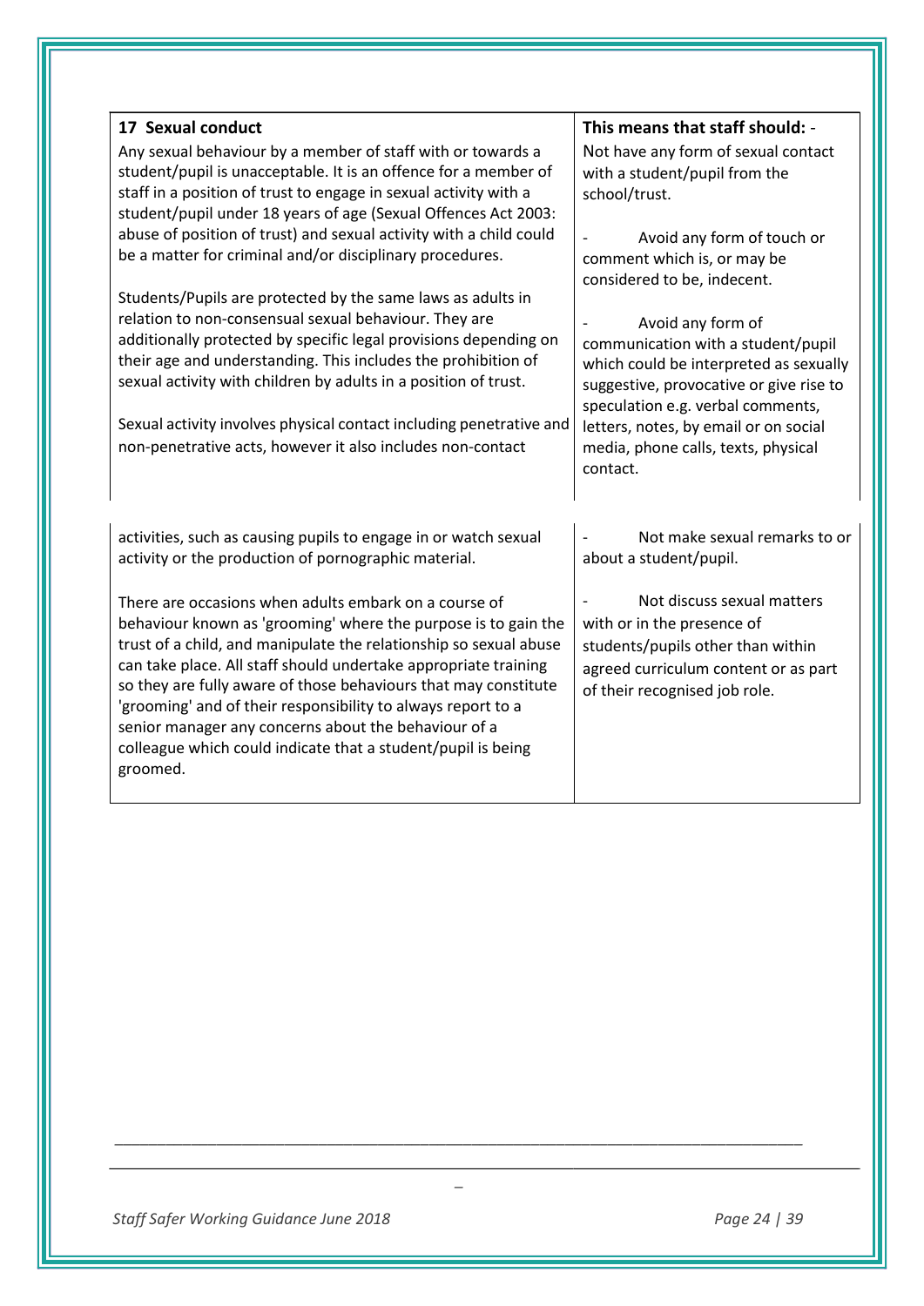| 17 Sexual conduct | This means that staff should: - |
|---|---|
| Any sexual behaviour by a member of staff with or towards a student/pupil is unacceptable. It is an offence for a member of staff in a position of trust to engage in sexual activity with a student/pupil under 18 years of age (Sexual Offences Act 2003: abuse of position of trust) and sexual activity with a child could be a matter for criminal and/or disciplinary procedures.<br><br>Students/Pupils are protected by the same laws as adults in relation to non-consensual sexual behaviour. They are additionally protected by specific legal provisions depending on their age and understanding. This includes the prohibition of sexual activity with children by adults in a position of trust.<br><br>Sexual activity involves physical contact including penetrative and non-penetrative acts, however it also includes non-contact activities, such as causing pupils to engage in or watch sexual activity or the production of pornographic material.<br><br>There are occasions when adults embark on a course of behaviour known as 'grooming' where the purpose is to gain the trust of a child, and manipulate the relationship so sexual abuse can take place. All staff should undertake appropriate training so they are fully aware of those behaviours that may constitute 'grooming' and of their responsibility to always report to a senior manager any concerns about the behaviour of a colleague which could indicate that a student/pupil is being groomed. | Not have any form of sexual contact with a student/pupil from the school/trust.<br><br>- Avoid any form of touch or comment which is, or may be considered to be, indecent.<br><br>- Avoid any form of communication with a student/pupil which could be interpreted as sexually suggestive, provocative or give rise to speculation e.g. verbal comments, letters, notes, by email or on social media, phone calls, texts, physical contact.<br><br>- Not make sexual remarks to or about a student/pupil.<br><br>- Not discuss sexual matters with or in the presence of students/pupils other than within agreed curriculum content or as part of their recognised job role. |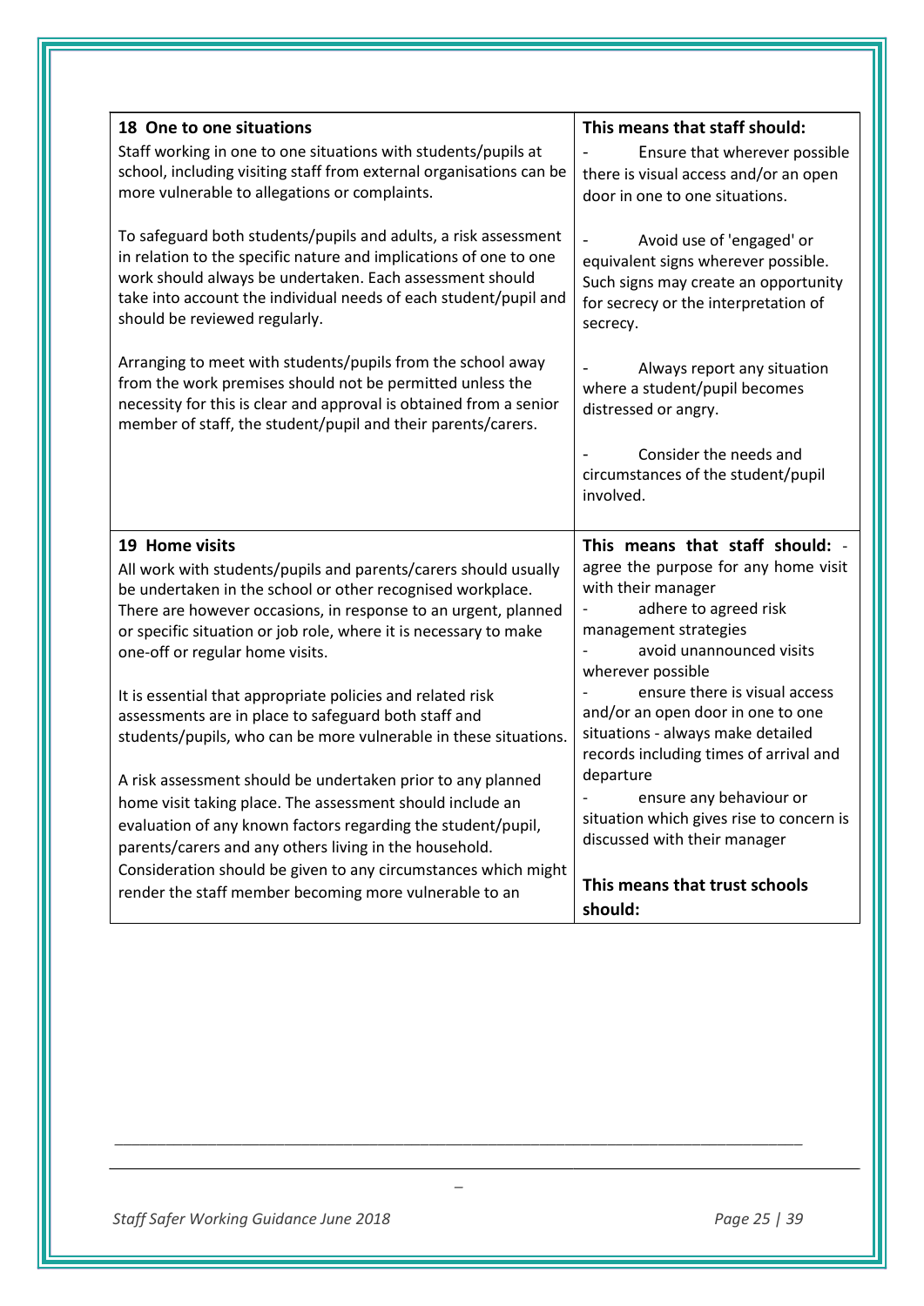| 18 One to one situations | This means that staff should: |
|---|---|
| Staff working in one to one situations with students/pupils at school, including visiting staff from external organisations can be more vulnerable to allegations or complaints.<br><br>To safeguard both students/pupils and adults, a risk assessment in relation to the specific nature and implications of one to one work should always be undertaken. Each assessment should take into account the individual needs of each student/pupil and should be reviewed regularly.<br><br>Arranging to meet with students/pupils from the school away from the work premises should not be permitted unless the necessity for this is clear and approval is obtained from a senior member of staff, the student/pupil and their parents/carers. | - Ensure that wherever possible there is visual access and/or an open door in one to one situations.<br><br>- Avoid use of 'engaged' or equivalent signs wherever possible. Such signs may create an opportunity for secrecy or the interpretation of secrecy.<br><br>- Always report any situation where a student/pupil becomes distressed or angry.<br><br>- Consider the needs and circumstances of the student/pupil involved. |
| **19 Home visits**<br>All work with students/pupils and parents/carers should usually be undertaken in the school or other recognised workplace. There are however occasions, in response to an urgent, planned or specific situation or job role, where it is necessary to make one-off or regular home visits.<br><br>It is essential that appropriate policies and related risk assessments are in place to safeguard both staff and students/pupils, who can be more vulnerable in these situations.<br><br>A risk assessment should be undertaken prior to any planned home visit taking place. The assessment should include an evaluation of any known factors regarding the student/pupil, parents/carers and any others living in the household. Consideration should be given to any circumstances which might render the staff member becoming more vulnerable to an | **This means that staff should:** - agree the purpose for any home visit with their manager<br>- adhere to agreed risk management strategies<br>- avoid unannounced visits wherever possible<br>- ensure there is visual access and/or an open door in one to one situations - always make detailed records including times of arrival and departure<br>- ensure any behaviour or situation which gives rise to concern is discussed with their manager<br><br>**This means that trust schools should:** |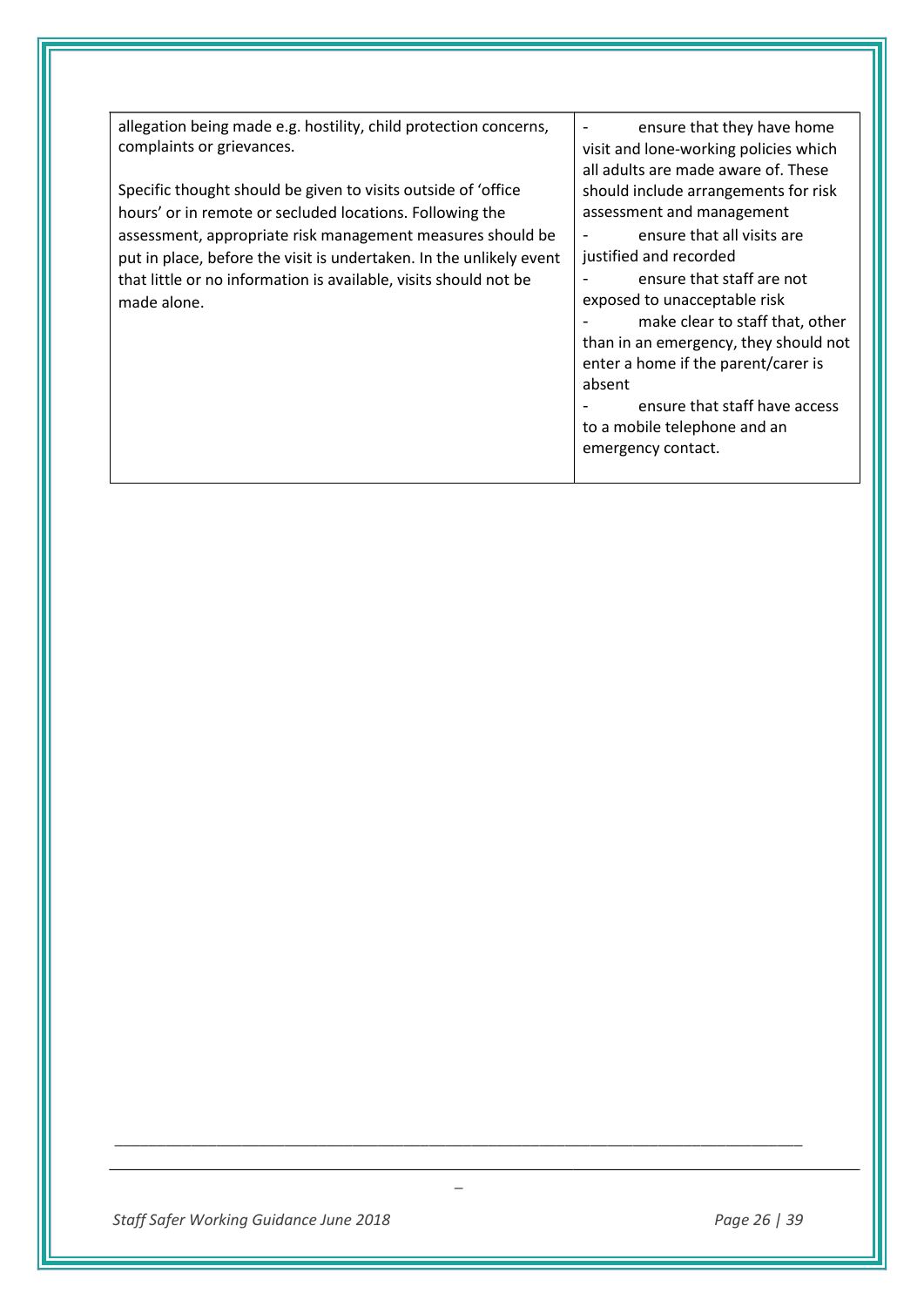| | |
|---|---|
| allegation being made e.g. hostility, child protection concerns, complaints or grievances.<br><br>Specific thought should be given to visits outside of 'office hours' or in remote or secluded locations. Following the assessment, appropriate risk management measures should be put in place, before the visit is undertaken. In the unlikely event that little or no information is available, visits should not be made alone. | - ensure that they have home visit and lone-working policies which all adults are made aware of. These should include arrangements for risk assessment and management<br>- ensure that all visits are justified and recorded<br>- ensure that staff are not exposed to unacceptable risk<br>- make clear to staff that, other than in an emergency, they should not enter a home if the parent/carer is absent<br>- ensure that staff have access to a mobile telephone and an emergency contact. |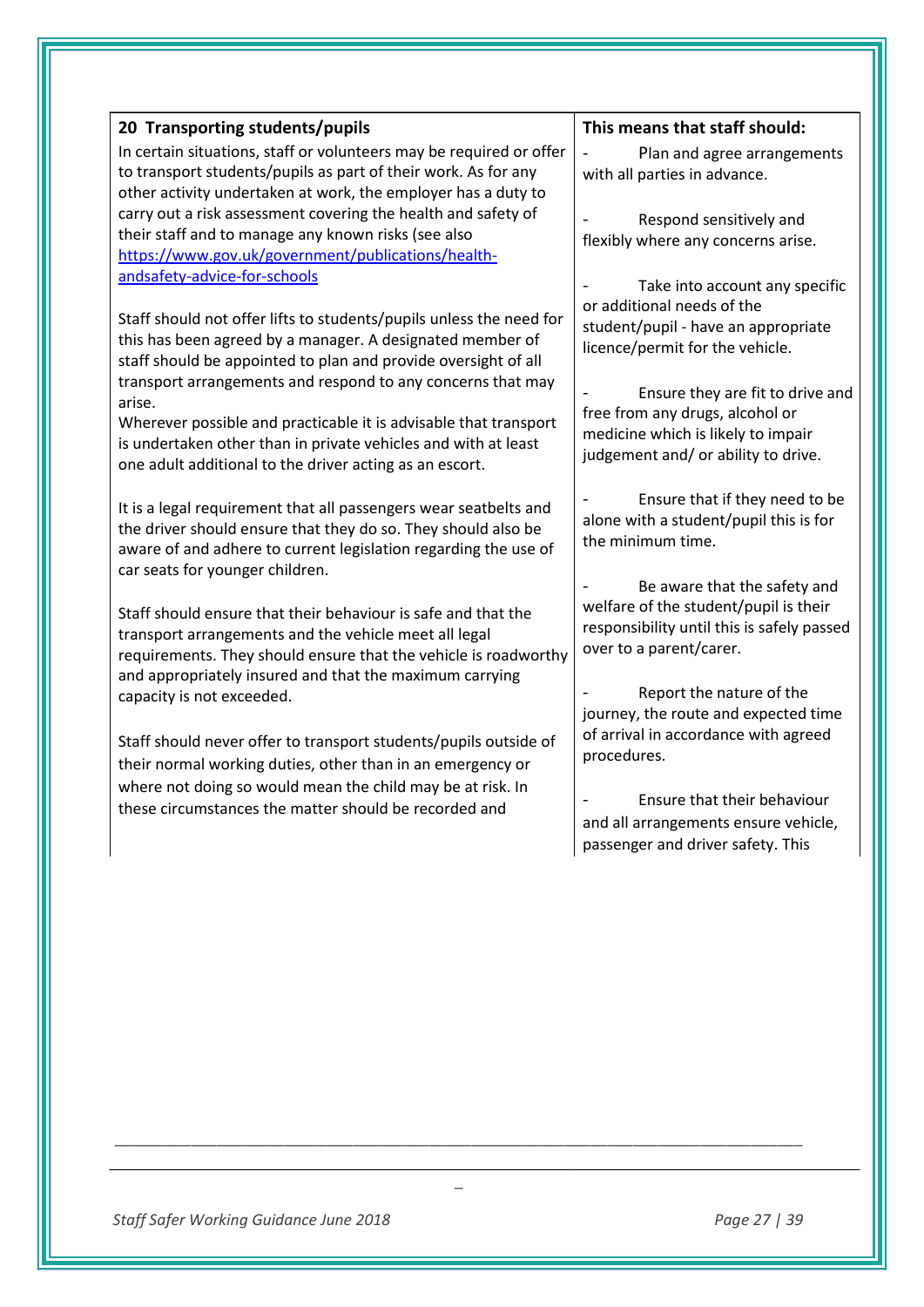| 20 Transporting students/pupils | This means that staff should: |
| --- | --- |
| In certain situations, staff or volunteers may be required or offer to transport students/pupils as part of their work. As for any other activity undertaken at work, the employer has a duty to carry out a risk assessment covering the health and safety of their staff and to manage any known risks (see also [https://www.gov.uk/government/publications/health-andsafety-advice-for-schools](https://www.gov.uk/government/publications/health-andsafety-advice-for-schools)<br><br>Staff should not offer lifts to students/pupils unless the need for this has been agreed by a manager. A designated member of staff should be appointed to plan and provide oversight of all transport arrangements and respond to any concerns that may arise.<br>Wherever possible and practicable it is advisable that transport is undertaken other than in private vehicles and with at least one adult additional to the driver acting as an escort.<br><br>It is a legal requirement that all passengers wear seatbelts and the driver should ensure that they do so. They should also be aware of and adhere to current legislation regarding the use of car seats for younger children.<br><br>Staff should ensure that their behaviour is safe and that the transport arrangements and the vehicle meet all legal requirements. They should ensure that the vehicle is roadworthy and appropriately insured and that the maximum carrying capacity is not exceeded.<br><br>Staff should never offer to transport students/pupils outside of their normal working duties, other than in an emergency or where not doing so would mean the child may be at risk. In these circumstances the matter should be recorded and | - Plan and agree arrangements with all parties in advance.<br><br>- Respond sensitively and flexibly where any concerns arise.<br><br>- Take into account any specific or additional needs of the student/pupil - have an appropriate licence/permit for the vehicle.<br><br>- Ensure they are fit to drive and free from any drugs, alcohol or medicine which is likely to impair judgement and/ or ability to drive.<br><br>- Ensure that if they need to be alone with a student/pupil this is for the minimum time.<br><br>- Be aware that the safety and welfare of the student/pupil is their responsibility until this is safely passed over to a parent/carer.<br><br>- Report the nature of the journey, the route and expected time of arrival in accordance with agreed procedures.<br><br>- Ensure that their behaviour and all arrangements ensure vehicle, passenger and driver safety. This |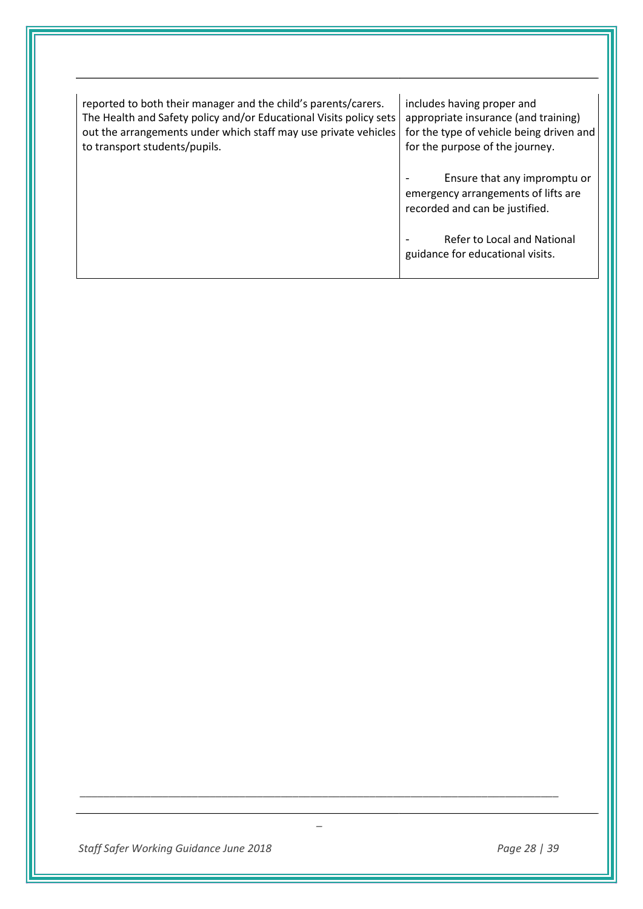| | |
|---|---|
| reported to both their manager and the child's parents/carers. The Health and Safety policy and/or Educational Visits policy sets out the arrangements under which staff may use private vehicles to transport students/pupils. | includes having proper and appropriate insurance (and training) for the type of vehicle being driven and for the purpose of the journey.<br><br>- Ensure that any impromptu or emergency arrangements of lifts are recorded and can be justified.<br><br>- Refer to Local and National guidance for educational visits. |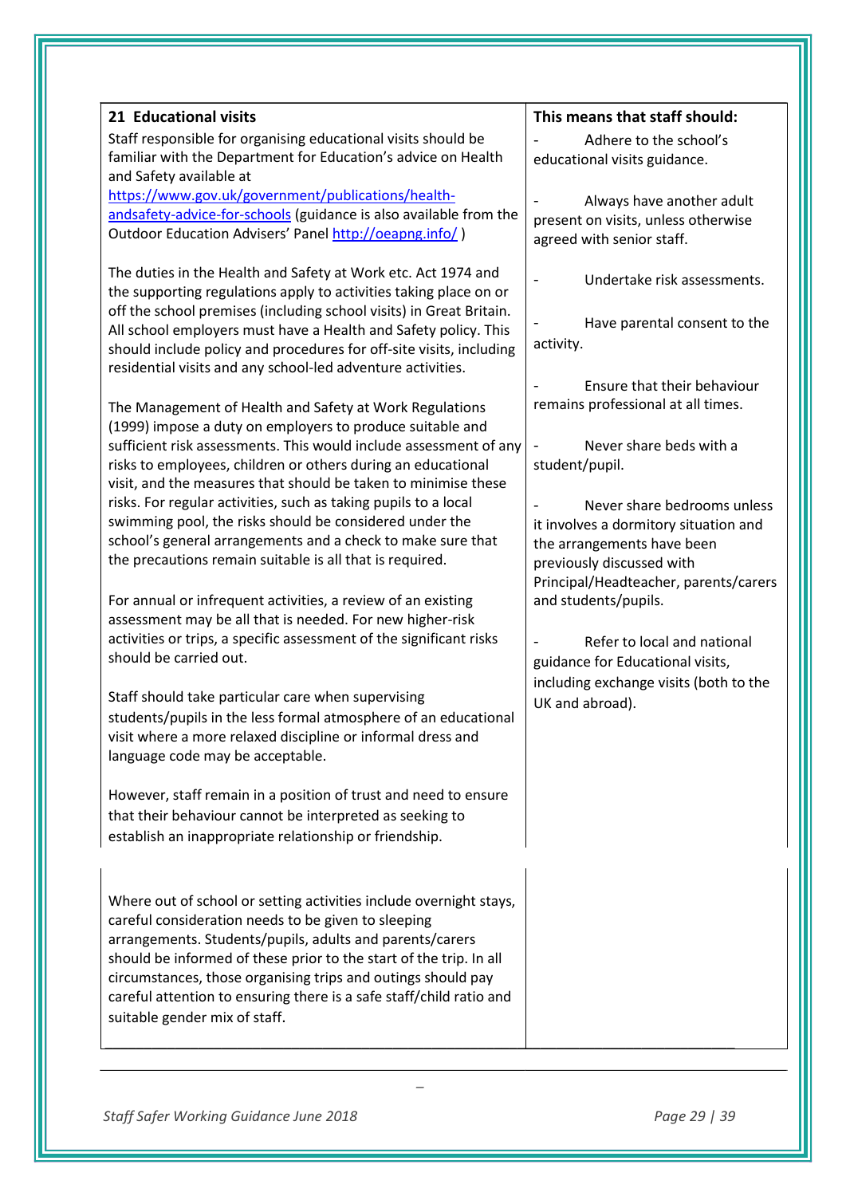| 21 Educational visits | This means that staff should: |
|---|---|
| Staff responsible for organising educational visits should be familiar with the Department for Education's advice on Health and Safety available at https://www.gov.uk/government/publications/health-andsafety-advice-for-schools (guidance is also available from the Outdoor Education Advisers' Panel http://oeapng.info/ )<br><br>The duties in the Health and Safety at Work etc. Act 1974 and the supporting regulations apply to activities taking place on or off the school premises (including school visits) in Great Britain. All school employers must have a Health and Safety policy. This should include policy and procedures for off-site visits, including residential visits and any school-led adventure activities.<br><br>The Management of Health and Safety at Work Regulations (1999) impose a duty on employers to produce suitable and sufficient risk assessments. This would include assessment of any risks to employees, children or others during an educational visit, and the measures that should be taken to minimise these risks. For regular activities, such as taking pupils to a local swimming pool, the risks should be considered under the school's general arrangements and a check to make sure that the precautions remain suitable is all that is required.<br><br>For annual or infrequent activities, a review of an existing assessment may be all that is needed. For new higher-risk activities or trips, a specific assessment of the significant risks should be carried out.<br><br>Staff should take particular care when supervising students/pupils in the less formal atmosphere of an educational visit where a more relaxed discipline or informal dress and language code may be acceptable.<br><br>However, staff remain in a position of trust and need to ensure that their behaviour cannot be interpreted as seeking to establish an inappropriate relationship or friendship.<br><br>Where out of school or setting activities include overnight stays, careful consideration needs to be given to sleeping arrangements. Students/pupils, adults and parents/carers should be informed of these prior to the start of the trip. In all circumstances, those organising trips and outings should pay careful attention to ensuring there is a safe staff/child ratio and suitable gender mix of staff. | - Adhere to the school's educational visits guidance.<br><br>- Always have another adult present on visits, unless otherwise agreed with senior staff.<br><br>- Undertake risk assessments.<br><br>- Have parental consent to the activity.<br><br>- Ensure that their behaviour remains professional at all times.<br><br>- Never share beds with a student/pupil.<br><br>- Never share bedrooms unless it involves a dormitory situation and the arrangements have been previously discussed with Principal/Headteacher, parents/carers and students/pupils.<br><br>- Refer to local and national guidance for Educational visits, including exchange visits (both to the UK and abroad). |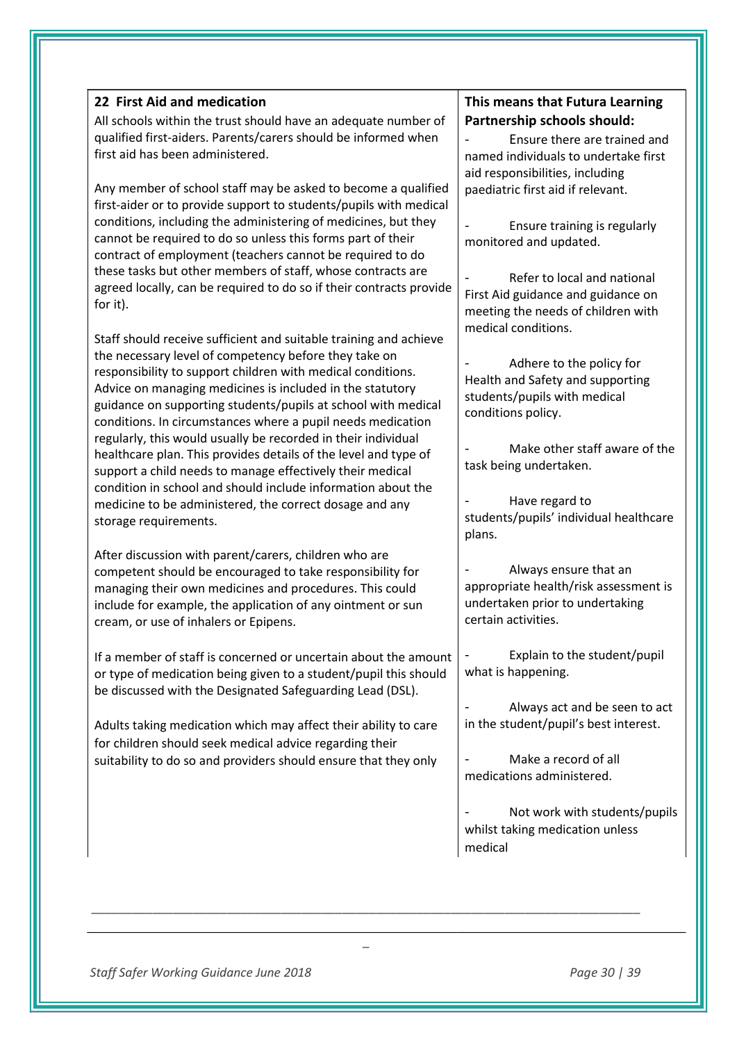## 22 First Aid and medication

All schools within the trust should have an adequate number of qualified first-aiders. Parents/carers should be informed when first aid has been administered.

Any member of school staff may be asked to become a qualified first-aider or to provide support to students/pupils with medical conditions, including the administering of medicines, but they cannot be required to do so unless this forms part of their contract of employment (teachers cannot be required to do these tasks but other members of staff, whose contracts are agreed locally, can be required to do so if their contracts provide for it).

Staff should receive sufficient and suitable training and achieve the necessary level of competency before they take on responsibility to support children with medical conditions. Advice on managing medicines is included in the statutory guidance on supporting students/pupils at school with medical conditions. In circumstances where a pupil needs medication regularly, this would usually be recorded in their individual healthcare plan. This provides details of the level and type of support a child needs to manage effectively their medical condition in school and should include information about the medicine to be administered, the correct dosage and any storage requirements.

After discussion with parent/carers, children who are competent should be encouraged to take responsibility for managing their own medicines and procedures. This could include for example, the application of any ointment or sun cream, or use of inhalers or Epipens.

If a member of staff is concerned or uncertain about the amount or type of medication being given to a student/pupil this should be discussed with the Designated Safeguarding Lead (DSL).

Adults taking medication which may affect their ability to care for children should seek medical advice regarding their suitability to do so and providers should ensure that they only

**This means that Futura Learning Partnership schools should:**

- Ensure there are trained and named individuals to undertake first aid responsibilities, including paediatric first aid if relevant.
- Ensure training is regularly monitored and updated.
- Refer to local and national First Aid guidance and guidance on meeting the needs of children with medical conditions.
- Adhere to the policy for Health and Safety and supporting students/pupils with medical conditions policy.
- Make other staff aware of the task being undertaken.
- Have regard to students/pupils' individual healthcare plans.
- Always ensure that an appropriate health/risk assessment is undertaken prior to undertaking certain activities.
- Explain to the student/pupil what is happening.
- Always act and be seen to act in the student/pupil's best interest.
- Make a record of all medications administered.
- Not work with students/pupils whilst taking medication unless medical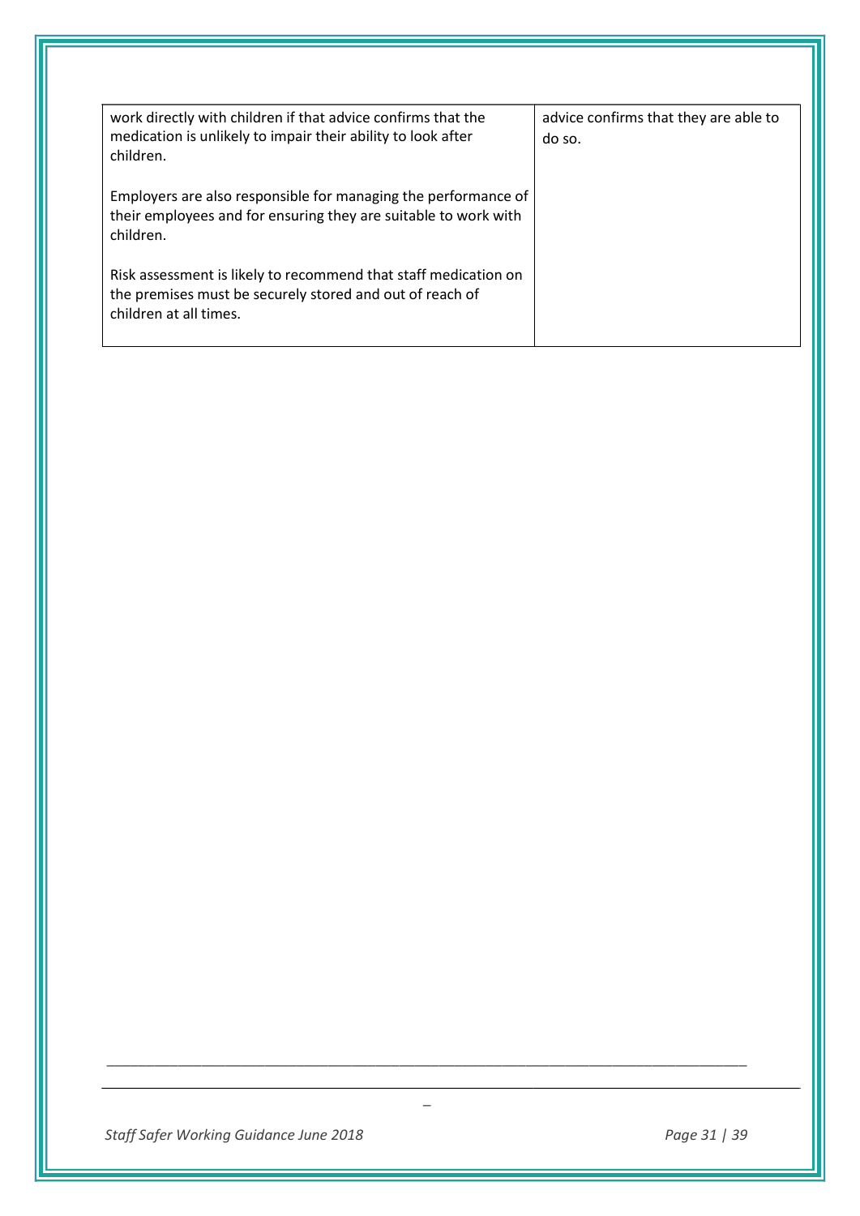| | |
|---|---|
| work directly with children if that advice confirms that the medication is unlikely to impair their ability to look after children.<br><br>Employers are also responsible for managing the performance of their employees and for ensuring they are suitable to work with children.<br><br>Risk assessment is likely to recommend that staff medication on the premises must be securely stored and out of reach of children at all times. | advice confirms that they are able to do so. |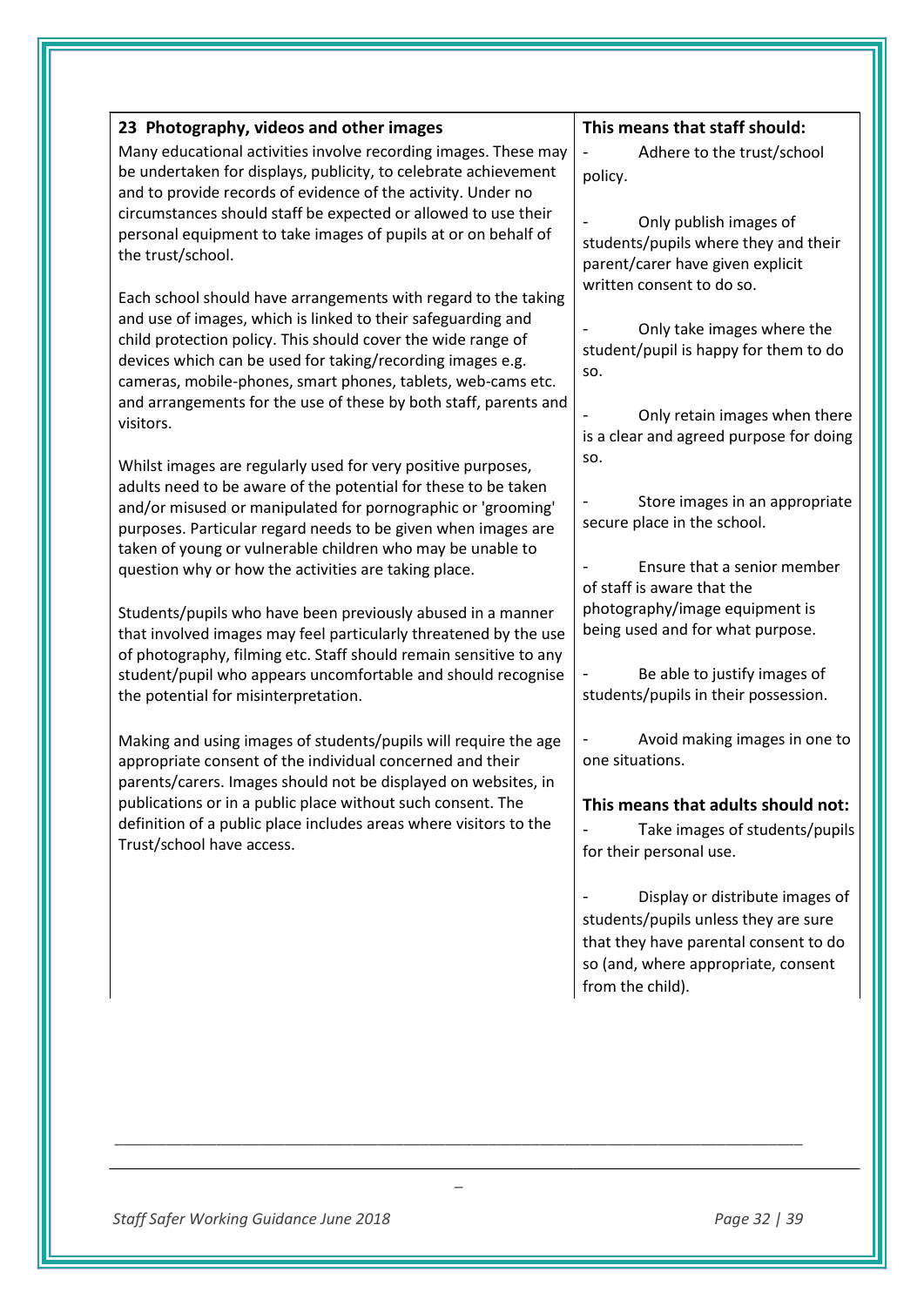## 23 Photography, videos and other images

Many educational activities involve recording images. These may be undertaken for displays, publicity, to celebrate achievement and to provide records of evidence of the activity. Under no circumstances should staff be expected or allowed to use their personal equipment to take images of pupils at or on behalf of the trust/school.

Each school should have arrangements with regard to the taking and use of images, which is linked to their safeguarding and child protection policy. This should cover the wide range of devices which can be used for taking/recording images e.g. cameras, mobile-phones, smart phones, tablets, web-cams etc. and arrangements for the use of these by both staff, parents and visitors.

Whilst images are regularly used for very positive purposes, adults need to be aware of the potential for these to be taken and/or misused or manipulated for pornographic or 'grooming' purposes. Particular regard needs to be given when images are taken of young or vulnerable children who may be unable to question why or how the activities are taking place.

Students/pupils who have been previously abused in a manner that involved images may feel particularly threatened by the use of photography, filming etc. Staff should remain sensitive to any student/pupil who appears uncomfortable and should recognise the potential for misinterpretation.

Making and using images of students/pupils will require the age appropriate consent of the individual concerned and their parents/carers. Images should not be displayed on websites, in publications or in a public place without such consent. The definition of a public place includes areas where visitors to the Trust/school have access.

**This means that staff should:**

- Adhere to the trust/school policy.
- Only publish images of students/pupils where they and their parent/carer have given explicit written consent to do so.
- Only take images where the student/pupil is happy for them to do so.
- Only retain images when there is a clear and agreed purpose for doing so.
- Store images in an appropriate secure place in the school.
- Ensure that a senior member of staff is aware that the photography/image equipment is being used and for what purpose.
- Be able to justify images of students/pupils in their possession.
- Avoid making images in one to one situations.

**This means that adults should not:**

- Take images of students/pupils for their personal use.
- Display or distribute images of students/pupils unless they are sure that they have parental consent to do so (and, where appropriate, consent from the child).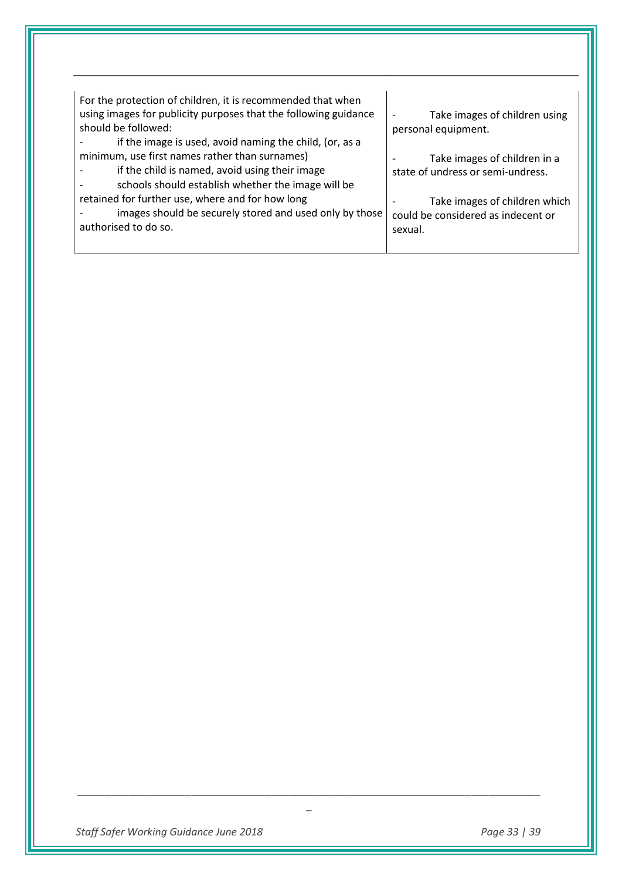| | |
|---|---|
| For the protection of children, it is recommended that when using images for publicity purposes that the following guidance should be followed:<br>- if the image is used, avoid naming the child, (or, as a minimum, use first names rather than surnames)<br>- if the child is named, avoid using their image<br>- schools should establish whether the image will be retained for further use, where and for how long<br>- images should be securely stored and used only by those authorised to do so. | - Take images of children using personal equipment.<br><br>- Take images of children in a state of undress or semi-undress.<br><br>- Take images of children which could be considered as indecent or sexual. |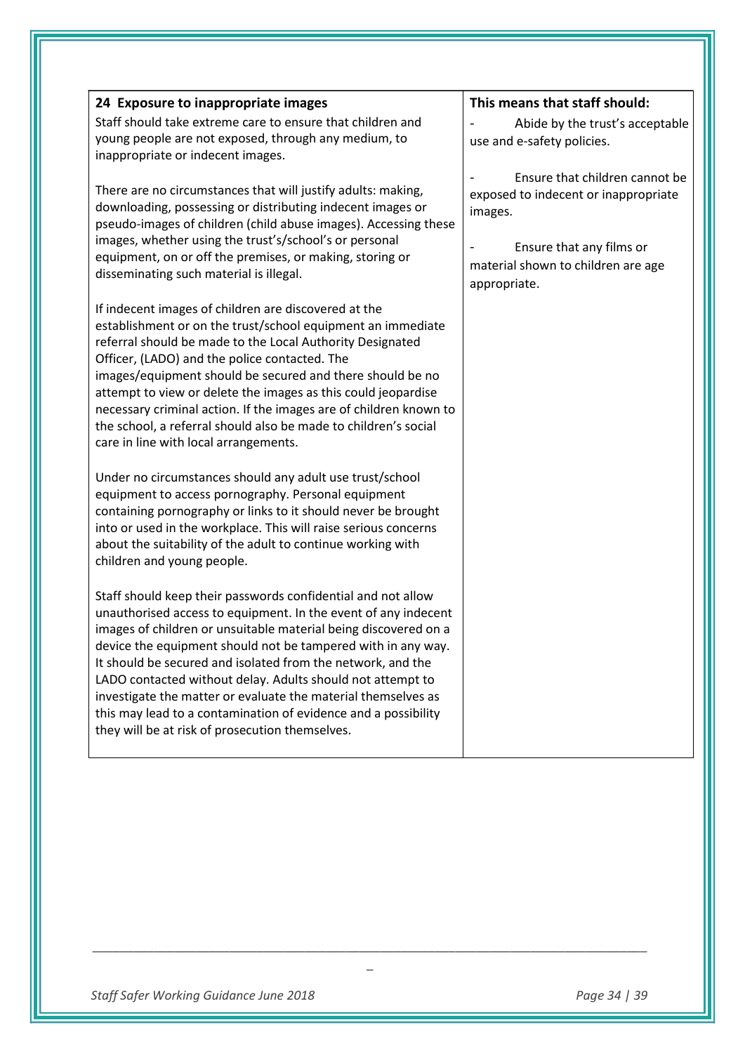| 24 Exposure to inappropriate images | This means that staff should: |
|---|---|
| Staff should take extreme care to ensure that children and young people are not exposed, through any medium, to inappropriate or indecent images.<br><br>There are no circumstances that will justify adults: making, downloading, possessing or distributing indecent images or pseudo-images of children (child abuse images). Accessing these images, whether using the trust's/school's or personal equipment, on or off the premises, or making, storing or disseminating such material is illegal.<br><br>If indecent images of children are discovered at the establishment or on the trust/school equipment an immediate referral should be made to the Local Authority Designated Officer, (LADO) and the police contacted. The images/equipment should be secured and there should be no attempt to view or delete the images as this could jeopardise necessary criminal action. If the images are of children known to the school, a referral should also be made to children's social care in line with local arrangements.<br><br>Under no circumstances should any adult use trust/school equipment to access pornography. Personal equipment containing pornography or links to it should never be brought into or used in the workplace. This will raise serious concerns about the suitability of the adult to continue working with children and young people.<br><br>Staff should keep their passwords confidential and not allow unauthorised access to equipment. In the event of any indecent images of children or unsuitable material being discovered on a device the equipment should not be tampered with in any way. It should be secured and isolated from the network, and the LADO contacted without delay. Adults should not attempt to investigate the matter or evaluate the material themselves as this may lead to a contamination of evidence and a possibility they will be at risk of prosecution themselves. | - Abide by the trust's acceptable use and e-safety policies.<br><br>- Ensure that children cannot be exposed to indecent or inappropriate images.<br><br>- Ensure that any films or material shown to children are age appropriate. |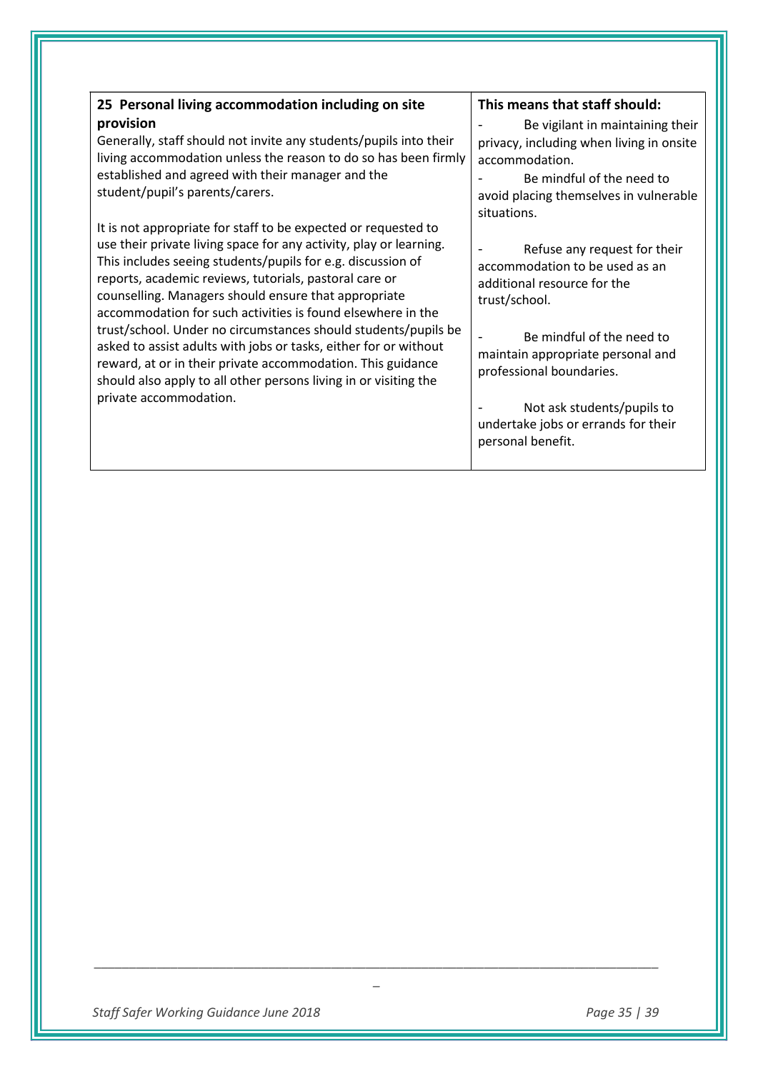| 25 Personal living accommodation including on site provision | This means that staff should: |
| --- | --- |
| Generally, staff should not invite any students/pupils into their living accommodation unless the reason to do so has been firmly established and agreed with their manager and the student/pupil's parents/carers.<br><br>It is not appropriate for staff to be expected or requested to use their private living space for any activity, play or learning. This includes seeing students/pupils for e.g. discussion of reports, academic reviews, tutorials, pastoral care or counselling. Managers should ensure that appropriate accommodation for such activities is found elsewhere in the trust/school. Under no circumstances should students/pupils be asked to assist adults with jobs or tasks, either for or without reward, at or in their private accommodation. This guidance should also apply to all other persons living in or visiting the private accommodation. | - Be vigilant in maintaining their privacy, including when living in onsite accommodation.<br>- Be mindful of the need to avoid placing themselves in vulnerable situations.<br><br>- Refuse any request for their accommodation to be used as an additional resource for the trust/school.<br><br>- Be mindful of the need to maintain appropriate personal and professional boundaries.<br><br>- Not ask students/pupils to undertake jobs or errands for their personal benefit. |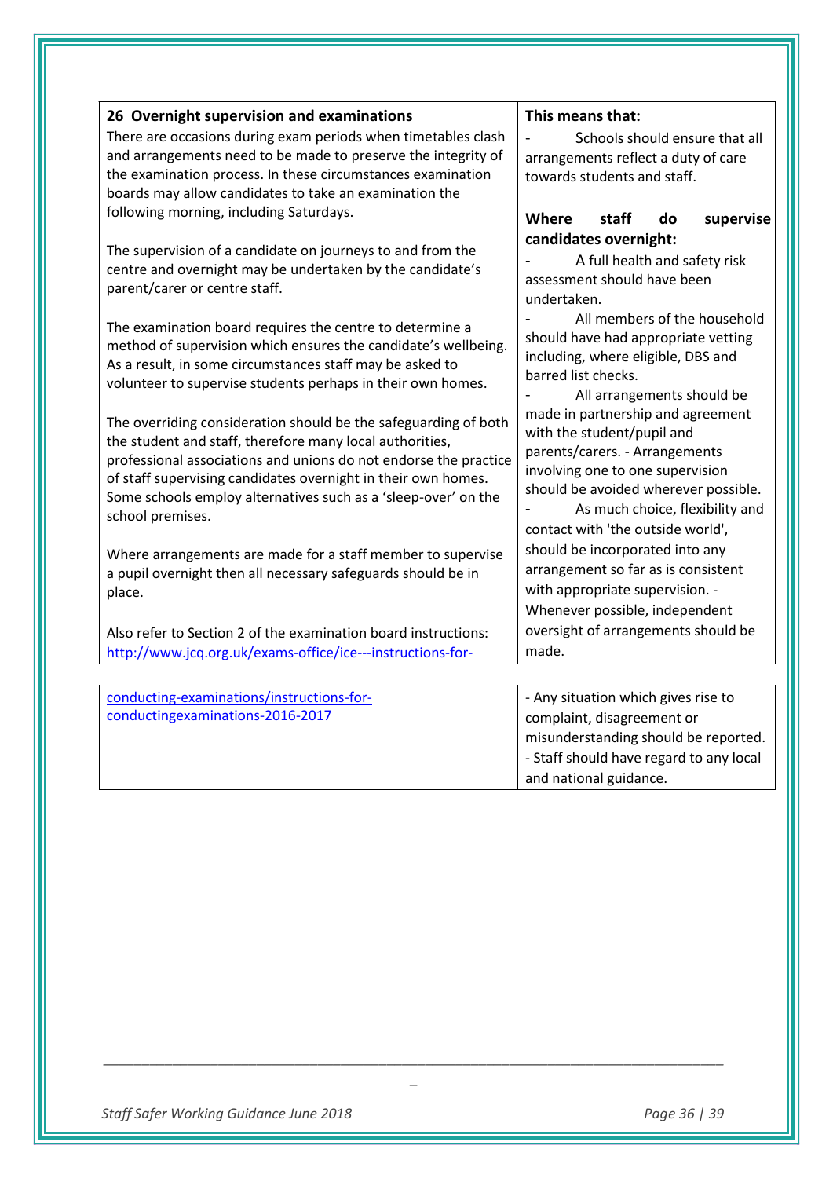| 26 Overnight supervision and examinations | This means that: |
|---|---|
| There are occasions during exam periods when timetables clash and arrangements need to be made to preserve the integrity of the examination process. In these circumstances examination boards may allow candidates to take an examination the following morning, including Saturdays.<br><br>The supervision of a candidate on journeys to and from the centre and overnight may be undertaken by the candidate's parent/carer or centre staff.<br><br>The examination board requires the centre to determine a method of supervision which ensures the candidate's wellbeing. As a result, in some circumstances staff may be asked to volunteer to supervise students perhaps in their own homes.<br><br>The overriding consideration should be the safeguarding of both the student and staff, therefore many local authorities, professional associations and unions do not endorse the practice of staff supervising candidates overnight in their own homes. Some schools employ alternatives such as a 'sleep-over' on the school premises.<br><br>Where arrangements are made for a staff member to supervise a pupil overnight then all necessary safeguards should be in place.<br><br>Also refer to Section 2 of the examination board instructions: [http://www.jcq.org.uk/exams-office/ice---instructions-for-conducting-examinations/instructions-for-conductingexaminations-2016-2017](http://www.jcq.org.uk/exams-office/ice---instructions-for-conducting-examinations/instructions-for-conductingexaminations-2016-2017) | - Schools should ensure that all arrangements reflect a duty of care towards students and staff.<br><br>**Where staff do supervise candidates overnight:**<br>- A full health and safety risk assessment should have been undertaken.<br>- All members of the household should have had appropriate vetting including, where eligible, DBS and barred list checks.<br>- All arrangements should be made in partnership and agreement with the student/pupil and parents/carers.<br>- Arrangements involving one to one supervision should be avoided wherever possible.<br>- As much choice, flexibility and contact with 'the outside world', should be incorporated into any arrangement so far as is consistent with appropriate supervision.<br>- Whenever possible, independent oversight of arrangements should be made.<br>- Any situation which gives rise to complaint, disagreement or misunderstanding should be reported.<br>- Staff should have regard to any local and national guidance. |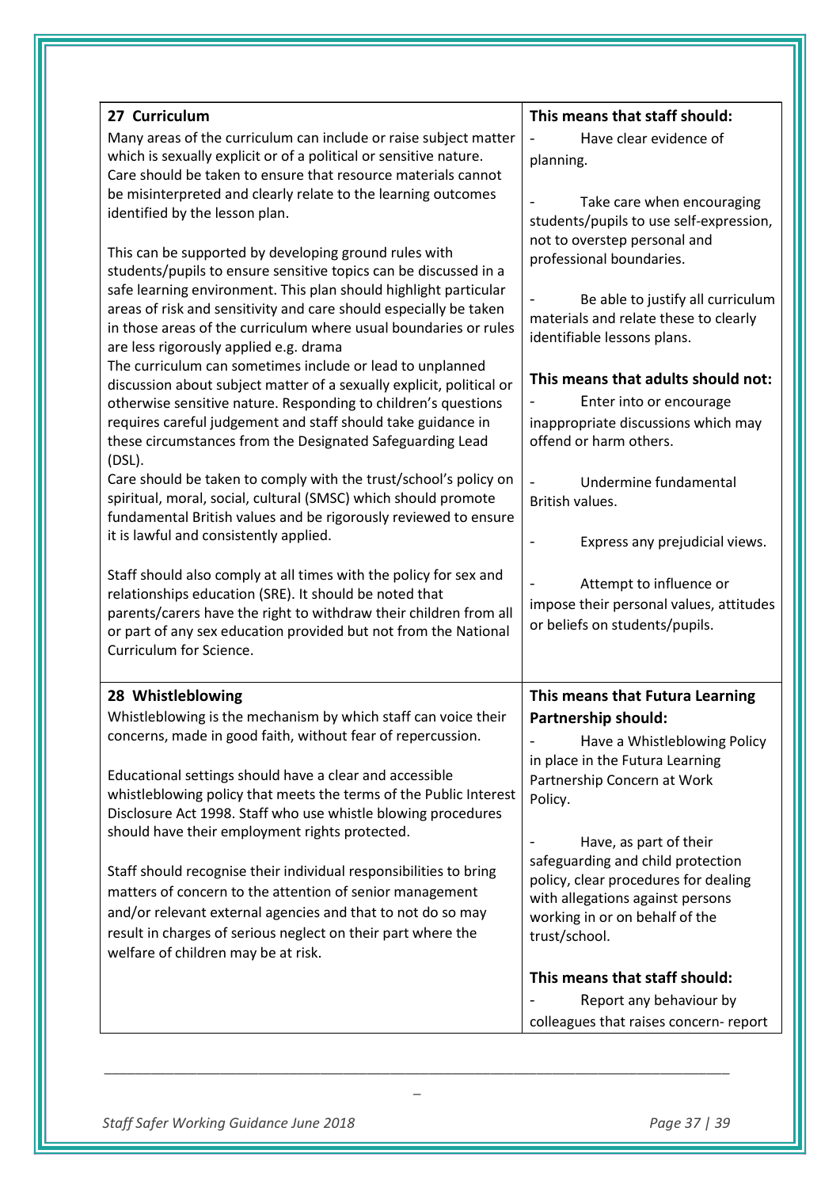| 27 Curriculum | This means that staff should: |
|---|---|
| Many areas of the curriculum can include or raise subject matter which is sexually explicit or of a political or sensitive nature. Care should be taken to ensure that resource materials cannot be misinterpreted and clearly relate to the learning outcomes identified by the lesson plan.<br><br>This can be supported by developing ground rules with students/pupils to ensure sensitive topics can be discussed in a safe learning environment. This plan should highlight particular areas of risk and sensitivity and care should especially be taken in those areas of the curriculum where usual boundaries or rules are less rigorously applied e.g. drama<br>The curriculum can sometimes include or lead to unplanned discussion about subject matter of a sexually explicit, political or otherwise sensitive nature. Responding to children's questions requires careful judgement and staff should take guidance in these circumstances from the Designated Safeguarding Lead (DSL).<br>Care should be taken to comply with the trust/school's policy on spiritual, moral, social, cultural (SMSC) which should promote fundamental British values and be rigorously reviewed to ensure it is lawful and consistently applied.<br><br>Staff should also comply at all times with the policy for sex and relationships education (SRE). It should be noted that parents/carers have the right to withdraw their children from all or part of any sex education provided but not from the National Curriculum for Science. | - Have clear evidence of planning.<br><br>- Take care when encouraging students/pupils to use self-expression, not to overstep personal and professional boundaries.<br><br>- Be able to justify all curriculum materials and relate these to clearly identifiable lessons plans.<br><br>**This means that adults should not:**<br>- Enter into or encourage inappropriate discussions which may offend or harm others.<br><br>- Undermine fundamental British values.<br><br>- Express any prejudicial views.<br><br>- Attempt to influence or impose their personal values, attitudes or beliefs on students/pupils. |
| **28 Whistleblowing** | **This means that Futura Learning Partnership should:** |
| Whistleblowing is the mechanism by which staff can voice their concerns, made in good faith, without fear of repercussion.<br><br>Educational settings should have a clear and accessible whistleblowing policy that meets the terms of the Public Interest Disclosure Act 1998. Staff who use whistle blowing procedures should have their employment rights protected.<br><br>Staff should recognise their individual responsibilities to bring matters of concern to the attention of senior management and/or relevant external agencies and that to not do so may result in charges of serious neglect on their part where the welfare of children may be at risk. | - Have a Whistleblowing Policy in place in the Futura Learning Partnership Concern at Work Policy.<br><br>- Have, as part of their safeguarding and child protection policy, clear procedures for dealing with allegations against persons working in or on behalf of the trust/school.<br><br>**This means that staff should:**<br>- Report any behaviour by colleagues that raises concern- report |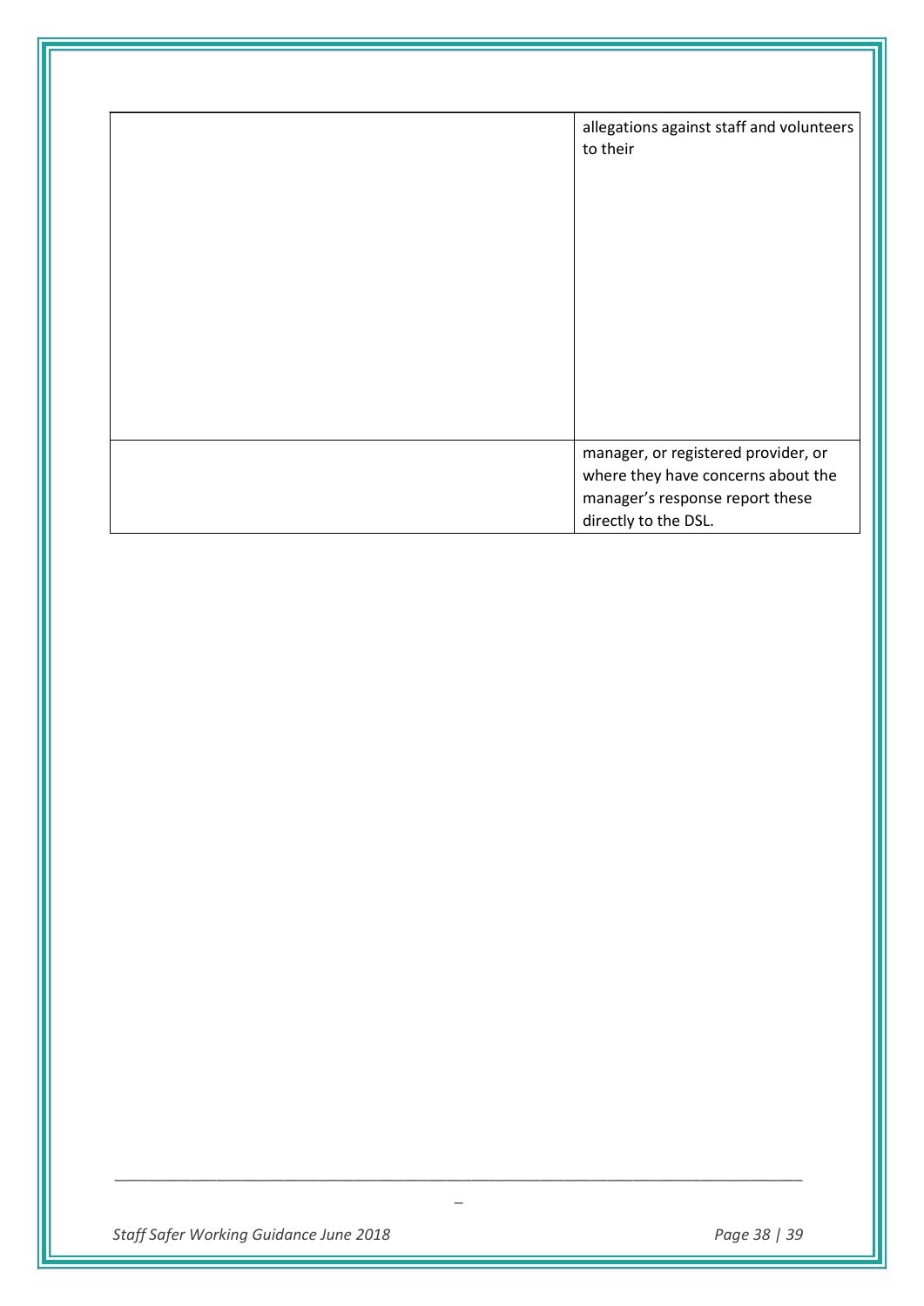| | |
|---|---|
| | allegations against staff and volunteers to their |
| | manager, or registered provider, or where they have concerns about the manager's response report these directly to the DSL. |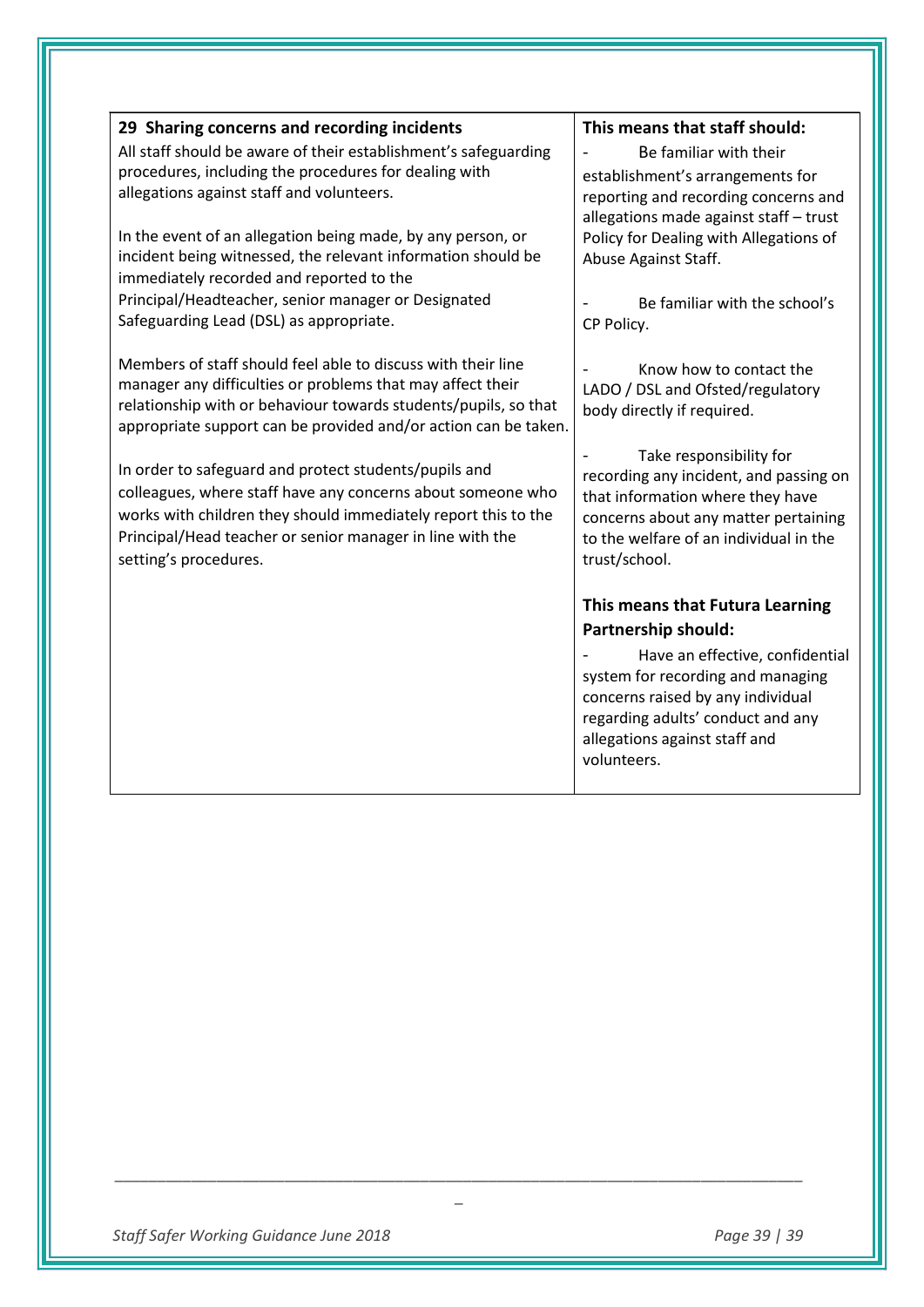| 29 Sharing concerns and recording incidents | This means that staff should: |
|---|---|
| All staff should be aware of their establishment's safeguarding procedures, including the procedures for dealing with allegations against staff and volunteers.<br><br>In the event of an allegation being made, by any person, or incident being witnessed, the relevant information should be immediately recorded and reported to the Principal/Headteacher, senior manager or Designated Safeguarding Lead (DSL) as appropriate.<br><br>Members of staff should feel able to discuss with their line manager any difficulties or problems that may affect their relationship with or behaviour towards students/pupils, so that appropriate support can be provided and/or action can be taken.<br><br>In order to safeguard and protect students/pupils and colleagues, where staff have any concerns about someone who works with children they should immediately report this to the Principal/Head teacher or senior manager in line with the setting's procedures. | - Be familiar with their establishment's arrangements for reporting and recording concerns and allegations made against staff – trust Policy for Dealing with Allegations of Abuse Against Staff.<br><br>- Be familiar with the school's CP Policy.<br><br>- Know how to contact the LADO / DSL and Ofsted/regulatory body directly if required.<br><br>- Take responsibility for recording any incident, and passing on that information where they have concerns about any matter pertaining to the welfare of an individual in the trust/school.<br><br>**This means that Futura Learning Partnership should:**<br><br>- Have an effective, confidential system for recording and managing concerns raised by any individual regarding adults' conduct and any allegations against staff and volunteers. |